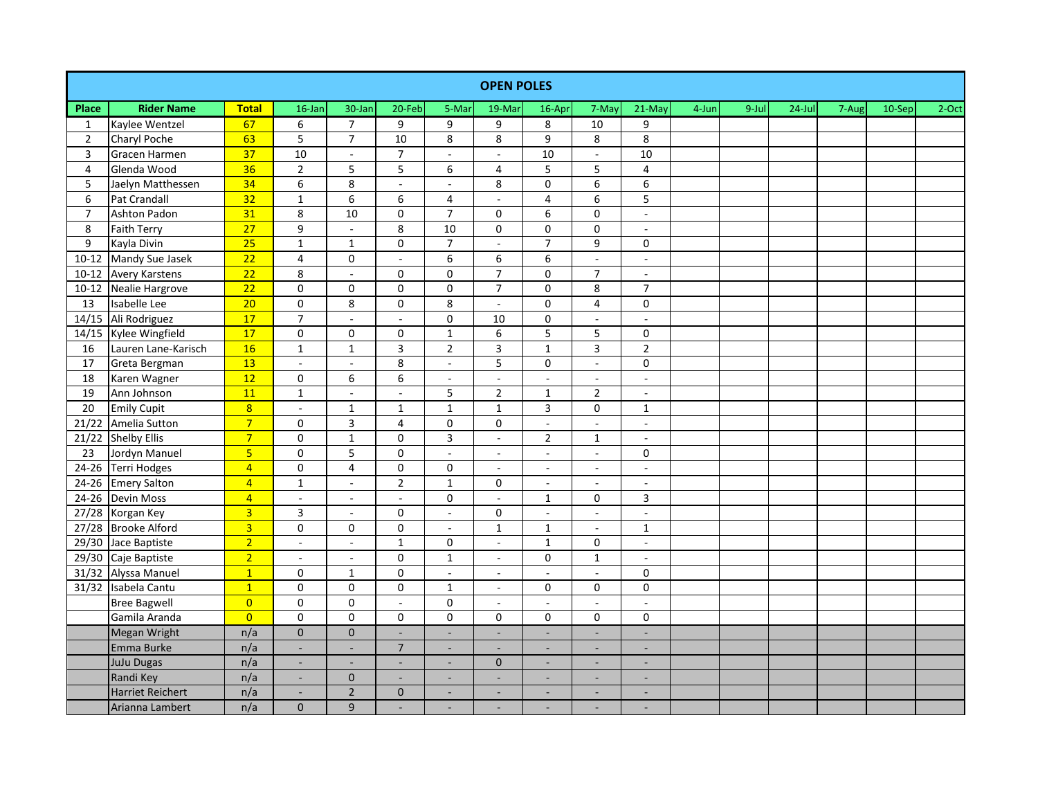## OPEN POLES

| Place | Rider Name | Total | 16-Jan | 30-Jan | 20-Feb | 5-Mar | 19-Mar | 16-Apr | 7-May | 21-May | 4-Jun | 9-Jul | 24-Jul | 7-Aug | 10-Sep | 2-Oct |
|---|---|---|---|---|---|---|---|---|---|---|---|---|---|---|---|---|
| 1 | Kaylee Wentzel | 67 | 6 | 7 | 9 | 9 | 9 | 8 | 10 | 9 | | | | | | |
| 2 | Charyl Poche | 63 | 5 | 7 | 10 | 8 | 8 | 9 | 8 | 8 | | | | | | |
| 3 | Gracen Harmen | 37 | 10 | - | 7 | - | - | 10 | - | 10 | | | | | | |
| 4 | Glenda Wood | 36 | 2 | 5 | 5 | 6 | 4 | 5 | 5 | 4 | | | | | | |
| 5 | Jaelyn Matthessen | 34 | 6 | 8 | - | - | 8 | 0 | 6 | 6 | | | | | | |
| 6 | Pat Crandall | 32 | 1 | 6 | 6 | 4 | - | 4 | 6 | 5 | | | | | | |
| 7 | Ashton Padon | 31 | 8 | 10 | 0 | 7 | 0 | 6 | 0 | - | | | | | | |
| 8 | Faith Terry | 27 | 9 | - | 8 | 10 | 0 | 0 | 0 | - | | | | | | |
| 9 | Kayla Divin | 25 | 1 | 1 | 0 | 7 | - | 7 | 9 | 0 | | | | | | |
| 10-12 | Mandy Sue Jasek | 22 | 4 | 0 | - | 6 | 6 | 6 | - | - | | | | | | |
| 10-12 | Avery Karstens | 22 | 8 | - | 0 | 0 | 7 | 0 | 7 | - | | | | | | |
| 10-12 | Nealie Hargrove | 22 | 0 | 0 | 0 | 0 | 7 | 0 | 8 | 7 | | | | | | |
| 13 | Isabelle Lee | 20 | 0 | 8 | 0 | 8 | - | 0 | 4 | 0 | | | | | | |
| 14/15 | Ali Rodriguez | 17 | 7 | - | - | 0 | 10 | 0 | - | - | | | | | | |
| 14/15 | Kylee Wingfield | 17 | 0 | 0 | 0 | 1 | 6 | 5 | 5 | 0 | | | | | | |
| 16 | Lauren Lane-Karisch | 16 | 1 | 1 | 3 | 2 | 3 | 1 | 3 | 2 | | | | | | |
| 17 | Greta Bergman | 13 | - | - | 8 | - | 5 | 0 | - | 0 | | | | | | |
| 18 | Karen Wagner | 12 | 0 | 6 | 6 | - | - | - | - | - | | | | | | |
| 19 | Ann Johnson | 11 | 1 | - | - | 5 | 2 | 1 | 2 | - | | | | | | |
| 20 | Emily Cupit | 8 | - | 1 | 1 | 1 | 1 | 3 | 0 | 1 | | | | | | |
| 21/22 | Amelia Sutton | 7 | 0 | 3 | 4 | 0 | 0 | - | - | - | | | | | | |
| 21/22 | Shelby Ellis | 7 | 0 | 1 | 0 | 3 | - | 2 | 1 | - | | | | | | |
| 23 | Jordyn Manuel | 5 | 0 | 5 | 0 | - | - | - | - | 0 | | | | | | |
| 24-26 | Terri Hodges | 4 | 0 | 4 | 0 | 0 | - | - | - | - | | | | | | |
| 24-26 | Emery Salton | 4 | 1 | - | 2 | 1 | 0 | - | - | - | | | | | | |
| 24-26 | Devin Moss | 4 | - | - | - | 0 | - | 1 | 0 | 3 | | | | | | |
| 27/28 | Korgan Key | 3 | 3 | - | 0 | - | 0 | - | - | - | | | | | | |
| 27/28 | Brooke Alford | 3 | 0 | 0 | 0 | - | 1 | 1 | - | 1 | | | | | | |
| 29/30 | Jace Baptiste | 2 | - | - | 1 | 0 | - | 1 | 0 | - | | | | | | |
| 29/30 | Caje Baptiste | 2 | - | - | 0 | 1 | - | 0 | 1 | - | | | | | | |
| 31/32 | Alyssa Manuel | 1 | 0 | 1 | 0 | - | - | - | - | 0 | | | | | | |
| 31/32 | Isabela Cantu | 1 | 0 | 0 | 0 | 1 | - | 0 | 0 | 0 | | | | | | |
| | Bree Bagwell | 0 | 0 | 0 | - | 0 | - | - | - | - | | | | | | |
| | Gamila Aranda | 0 | 0 | 0 | 0 | 0 | 0 | 0 | 0 | 0 | | | | | | |
| | Megan Wright | n/a | 0 | 0 | - | - | - | - | - | - | | | | | | |
| | Emma Burke | n/a | - | - | 7 | - | - | - | - | - | | | | | | |
| | JuJu Dugas | n/a | - | - | - | - | 0 | - | - | - | | | | | | |
| | Randi Key | n/a | - | 0 | - | - | - | - | - | - | | | | | | |
| | Harriet Reichert | n/a | - | 2 | 0 | - | - | - | - | - | | | | | | |
| | Arianna Lambert | n/a | 0 | 9 | - | - | - | - | - | - | | | | | | |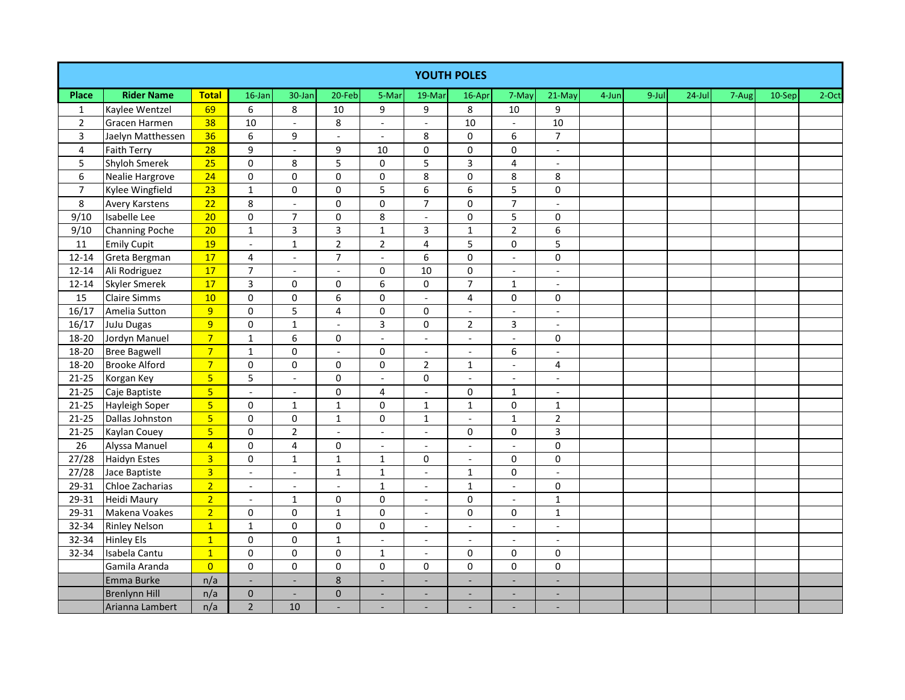| YOUTH POLES | | | | | | | | | | | | | | | | |
|---|---|---|---|---|---|---|---|---|---|---|---|---|---|---|---|---|
| **Place** | **Rider Name** | **Total** | 16-Jan | 30-Jan | 20-Feb | 5-Mar | 19-Mar | 16-Apr | 7-May | 21-May | 4-Jun | 9-Jul | 24-Jul | 7-Aug | 10-Sep | 2-Oct |
| 1 | Kaylee Wentzel | 69 | 6 | 8 | 10 | 9 | 9 | 8 | 10 | 9 | | | | | | |
| 2 | Gracen Harmen | 38 | 10 | - | 8 | - | - | 10 | - | 10 | | | | | | |
| 3 | Jaelyn Matthessen | 36 | 6 | 9 | - | - | 8 | 0 | 6 | 7 | | | | | | |
| 4 | Faith Terry | 28 | 9 | - | 9 | 10 | 0 | 0 | 0 | - | | | | | | |
| 5 | Shyloh Smerek | 25 | 0 | 8 | 5 | 0 | 5 | 3 | 4 | - | | | | | | |
| 6 | Nealie Hargrove | 24 | 0 | 0 | 0 | 0 | 8 | 0 | 8 | 8 | | | | | | |
| 7 | Kylee Wingfield | 23 | 1 | 0 | 0 | 5 | 6 | 6 | 5 | 0 | | | | | | |
| 8 | Avery Karstens | 22 | 8 | - | 0 | 0 | 7 | 0 | 7 | - | | | | | | |
| 9/10 | Isabelle Lee | 20 | 0 | 7 | 0 | 8 | - | 0 | 5 | 0 | | | | | | |
| 9/10 | Channing Poche | 20 | 1 | 3 | 3 | 1 | 3 | 1 | 2 | 6 | | | | | | |
| 11 | Emily Cupit | 19 | - | 1 | 2 | 2 | 4 | 5 | 0 | 5 | | | | | | |
| 12-14 | Greta Bergman | 17 | 4 | - | 7 | - | 6 | 0 | - | 0 | | | | | | |
| 12-14 | Ali Rodriguez | 17 | 7 | - | - | 0 | 10 | 0 | - | - | | | | | | |
| 12-14 | Skyler Smerek | 17 | 3 | 0 | 0 | 6 | 0 | 7 | 1 | - | | | | | | |
| 15 | Claire Simms | 10 | 0 | 0 | 6 | 0 | - | 4 | 0 | 0 | | | | | | |
| 16/17 | Amelia Sutton | 9 | 0 | 5 | 4 | 0 | 0 | - | - | - | | | | | | |
| 16/17 | JuJu Dugas | 9 | 0 | 1 | - | 3 | 0 | 2 | 3 | - | | | | | | |
| 18-20 | Jordyn Manuel | 7 | 1 | 6 | 0 | - | - | - | - | 0 | | | | | | |
| 18-20 | Bree Bagwell | 7 | 1 | 0 | - | 0 | - | - | 6 | - | | | | | | |
| 18-20 | Brooke Alford | 7 | 0 | 0 | 0 | 0 | 2 | 1 | - | 4 | | | | | | |
| 21-25 | Korgan Key | 5 | 5 | - | 0 | - | 0 | - | - | - | | | | | | |
| 21-25 | Caje Baptiste | 5 | - | - | 0 | 4 | - | 0 | 1 | - | | | | | | |
| 21-25 | Hayleigh Soper | 5 | 0 | 1 | 1 | 0 | 1 | 1 | 0 | 1 | | | | | | |
| 21-25 | Dallas Johnston | 5 | 0 | 0 | 1 | 0 | 1 | - | 1 | 2 | | | | | | |
| 21-25 | Kaylan Couey | 5 | 0 | 2 | - | - | - | 0 | 0 | 3 | | | | | | |
| 26 | Alyssa Manuel | 4 | 0 | 4 | 0 | - | - | - | - | 0 | | | | | | |
| 27/28 | Haidyn Estes | 3 | 0 | 1 | 1 | 1 | 0 | - | 0 | 0 | | | | | | |
| 27/28 | Jace Baptiste | 3 | - | - | 1 | 1 | - | 1 | 0 | - | | | | | | |
| 29-31 | Chloe Zacharias | 2 | - | - | - | 1 | - | 1 | - | 0 | | | | | | |
| 29-31 | Heidi Maury | 2 | - | 1 | 0 | 0 | - | 0 | - | 1 | | | | | | |
| 29-31 | Makena Voakes | 2 | 0 | 0 | 1 | 0 | - | 0 | 0 | 1 | | | | | | |
| 32-34 | Rinley Nelson | 1 | 1 | 0 | 0 | 0 | - | - | - | - | | | | | | |
| 32-34 | Hinley Els | 1 | 0 | 0 | 1 | - | - | - | - | - | | | | | | |
| 32-34 | Isabela Cantu | 1 | 0 | 0 | 0 | 1 | - | 0 | 0 | 0 | | | | | | |
| | Gamila Aranda | 0 | 0 | 0 | 0 | 0 | 0 | 0 | 0 | 0 | | | | | | |
| | Emma Burke | n/a | - | - | 8 | - | - | - | - | - | | | | | | |
| | Brenlynn Hill | n/a | 0 | - | 0 | - | - | - | - | - | | | | | | |
| | Arianna Lambert | n/a | 2 | 10 | - | - | - | - | - | - | | | | | | |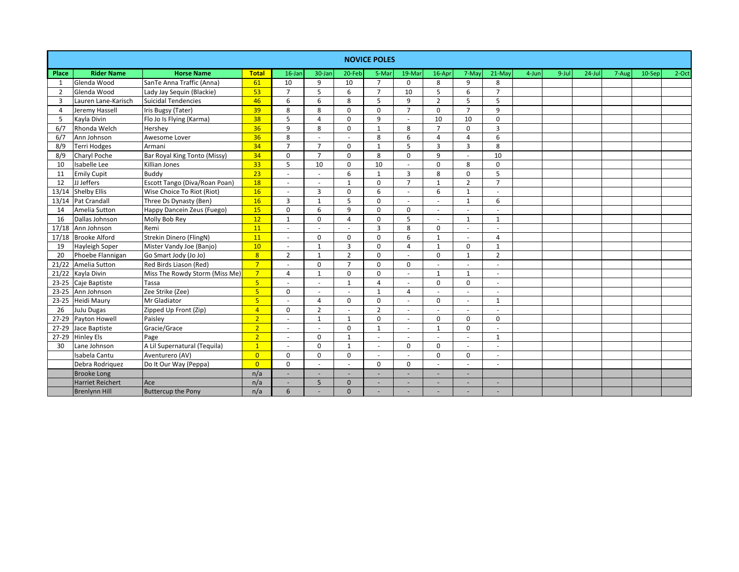| NOVICE POLES | | | | | | | | | | | | | | | | | | |
|---|---|---|---|---|---|---|---|---|---|---|---|---|---|---|---|---|---|---|
| **Place** | **Rider Name** | **Horse Name** | **Total** | 16-Jan | 30-Jan | 20-Feb | 5-Mar | 19-Mar | 16-Apr | 7-May | 21-May | 4-Jun | 9-Jul | 24-Jul | 7-Aug | 10-Sep | 2-Oct |
| 1 | Glenda Wood | SanTe Anna Traffic (Anna) | 61 | 10 | 9 | 10 | 7 | 0 | 8 | 9 | 8 | | | | | | |
| 2 | Glenda Wood | Lady Jay Sequin (Blackie) | 53 | 7 | 5 | 6 | 7 | 10 | 5 | 6 | 7 | | | | | | |
| 3 | Lauren Lane-Karisch | Suicidal Tendencies | 46 | 6 | 6 | 8 | 5 | 9 | 2 | 5 | 5 | | | | | | |
| 4 | Jeremy Hassell | Iris Bugsy (Tater) | 39 | 8 | 8 | 0 | 0 | 7 | 0 | 7 | 9 | | | | | | |
| 5 | Kayla Divin | Flo Jo Is Flying (Karma) | 38 | 5 | 4 | 0 | 9 | - | 10 | 10 | 0 | | | | | | |
| 6/7 | Rhonda Welch | Hershey | 36 | 9 | 8 | 0 | 1 | 8 | 7 | 0 | 3 | | | | | | |
| 6/7 | Ann Johnson | Awesome Lover | 36 | 8 | - | - | 8 | 6 | 4 | 4 | 6 | | | | | | |
| 8/9 | Terri Hodges | Armani | 34 | 7 | 7 | 0 | 1 | 5 | 3 | 3 | 8 | | | | | | |
| 8/9 | Charyl Poche | Bar Royal King Tonto (Missy) | 34 | 0 | 7 | 0 | 8 | 0 | 9 | - | 10 | | | | | | |
| 10 | Isabelle Lee | Killian Jones | 33 | 5 | 10 | 0 | 10 | - | 0 | 8 | 0 | | | | | | |
| 11 | Emily Cupit | Buddy | 23 | - | - | 6 | 1 | 3 | 8 | 0 | 5 | | | | | | |
| 12 | JJ Jeffers | Escott Tango (Diva/Roan Poan) | 18 | - | - | 1 | 0 | 7 | 1 | 2 | 7 | | | | | | |
| 13/14 | Shelby Ellis | Wise Choice To Riot (Riot) | 16 | - | 3 | 0 | 6 | - | 6 | 1 | - | | | | | | |
| 13/14 | Pat Crandall | Three Ds Dynasty (Ben) | 16 | 3 | 1 | 5 | 0 | - | - | 1 | 6 | | | | | | |
| 14 | Amelia Sutton | Happy Dancein Zeus (Fuego) | 15 | 0 | 6 | 9 | 0 | 0 | - | - | - | | | | | | |
| 16 | Dallas Johnson | Molly Bob Rey | 12 | 1 | 0 | 4 | 0 | 5 | - | 1 | 1 | | | | | | |
| 17/18 | Ann Johnson | Remi | 11 | - | - | - | 3 | 8 | 0 | - | - | | | | | | |
| 17/18 | Brooke Alford | Strekin Dinero (FlingN) | 11 | - | 0 | 0 | 0 | 6 | 1 | - | 4 | | | | | | |
| 19 | Hayleigh Soper | Mister Vandy Joe (Banjo) | 10 | - | 1 | 3 | 0 | 4 | 1 | 0 | 1 | | | | | | |
| 20 | Phoebe Flannigan | Go Smart Jody (Jo Jo) | 8 | 2 | 1 | 2 | 0 | - | 0 | 1 | 2 | | | | | | |
| 21/22 | Amelia Sutton | Red Birds Liason (Red) | 7 | - | 0 | 7 | 0 | 0 | - | - | - | | | | | | |
| 21/22 | Kayla Divin | Miss The Rowdy Storm (Miss Me) | 7 | 4 | 1 | 0 | 0 | - | 1 | 1 | - | | | | | | |
| 23-25 | Caje Baptiste | Tassa | 5 | - | - | 1 | 4 | - | 0 | 0 | - | | | | | | |
| 23-25 | Ann Johnson | Zee Strike (Zee) | 5 | 0 | - | - | 1 | 4 | - | - | - | | | | | | |
| 23-25 | Heidi Maury | Mr Gladiator | 5 | - | 4 | 0 | 0 | - | 0 | - | 1 | | | | | | |
| 26 | JuJu Dugas | Zipped Up Front (Zip) | 4 | 0 | 2 | - | 2 | - | - | - | - | | | | | | |
| 27-29 | Payton Howell | Paisley | 2 | - | 1 | 1 | 0 | - | 0 | 0 | 0 | | | | | | |
| 27-29 | Jace Baptiste | Gracie/Grace | 2 | - | - | 0 | 1 | - | 1 | 0 | - | | | | | | |
| 27-29 | Hinley Els | Page | 2 | - | 0 | 1 | - | - | - | - | 1 | | | | | | |
| 30 | Lane Johnson | A Lil Supernatural (Tequila) | 1 | - | 0 | 1 | - | 0 | 0 | - | - | | | | | | |
| | Isabela Cantu | Aventurero (AV) | 0 | 0 | 0 | 0 | - | - | 0 | 0 | - | | | | | | |
| | Debra Rodriquez | Do It Our Way (Peppa) | 0 | 0 | - | - | 0 | 0 | - | - | - | | | | | | |
| | Brooke Long | | n/a | - | - | - | - | - | - | - | | | | | | | |
| | Harriet Reichert | Ace | n/a | - | 5 | 0 | - | - | - | - | - | | | | | | |
| | Brenlynn Hill | Buttercup the Pony | n/a | 6 | - | 0 | - | - | - | - | - | | | | | | |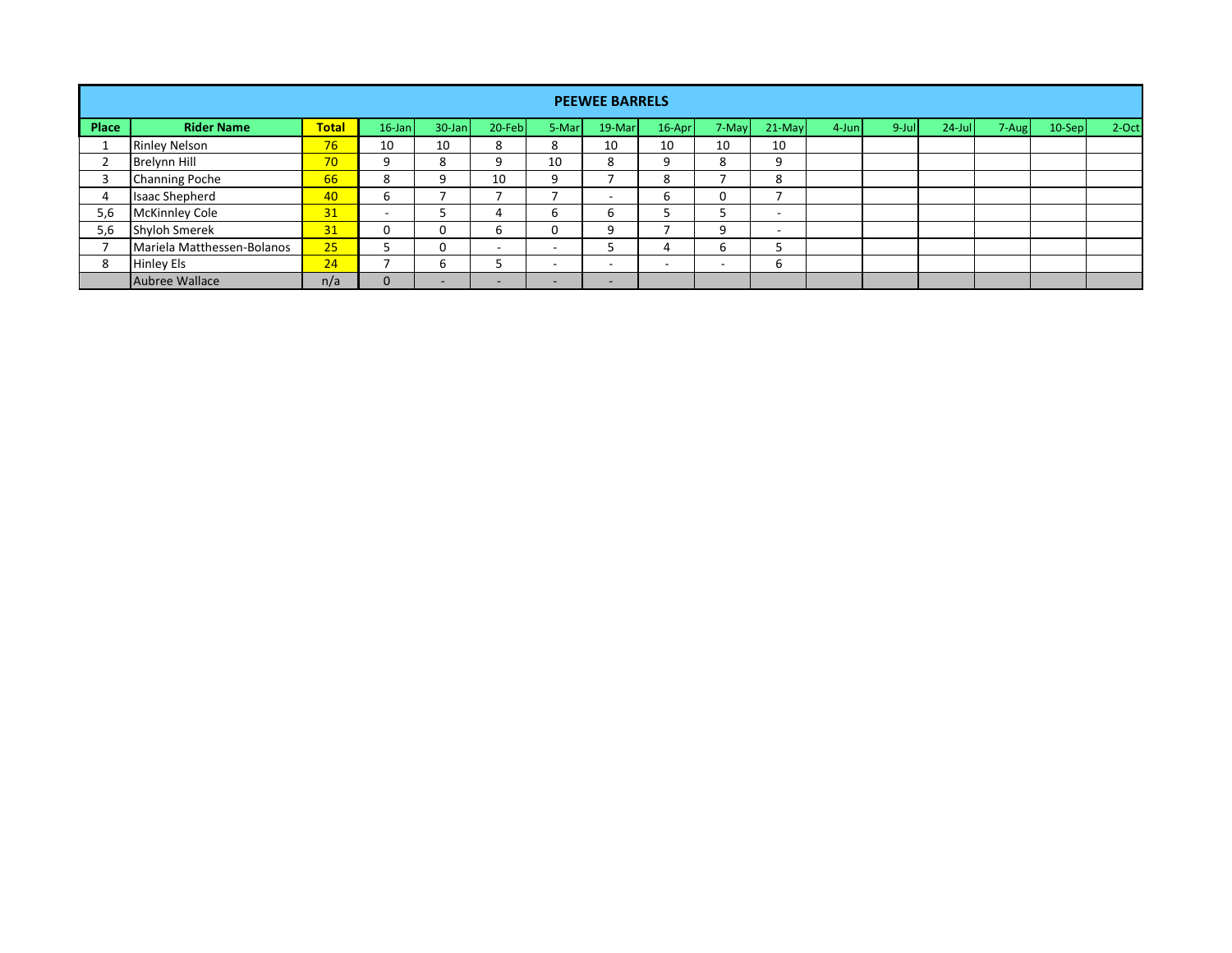| PEEWEE BARRELS | | | | | | | | | | | | | | | | | |
|---|---|---|---|---|---|---|---|---|---|---|---|---|---|---|---|---|---|
| **Place** | **Rider Name** | **Total** | 16-Jan | 30-Jan | 20-Feb | 5-Mar | 19-Mar | 16-Apr | 7-May | 21-May | 4-Jun | 9-Jul | 24-Jul | 7-Aug | 10-Sep | 2-Oct |
| 1 | Rinley Nelson | 76 | 10 | 10 | 8 | 8 | 10 | 10 | 10 | 10 | | | | | | |
| 2 | Brelynn Hill | 70 | 9 | 8 | 9 | 10 | 8 | 9 | 8 | 9 | | | | | | |
| 3 | Channing Poche | 66 | 8 | 9 | 10 | 9 | 7 | 8 | 7 | 8 | | | | | | |
| 4 | Isaac Shepherd | 40 | 6 | 7 | 7 | 7 | - | 6 | 0 | 7 | | | | | | |
| 5,6 | McKinnley Cole | 31 | - | 5 | 4 | 6 | 6 | 5 | 5 | - | | | | | | |
| 5,6 | Shyloh Smerek | 31 | 0 | 0 | 6 | 0 | 9 | 7 | 9 | - | | | | | | |
| 7 | Mariela Matthessen-Bolanos | 25 | 5 | 0 | - | - | 5 | 4 | 6 | 5 | | | | | | |
| 8 | Hinley Els | 24 | 7 | 6 | 5 | - | - | - | - | 6 | | | | | | |
| | Aubree Wallace | n/a | 0 | - | - | - | - | | | | | | | | | |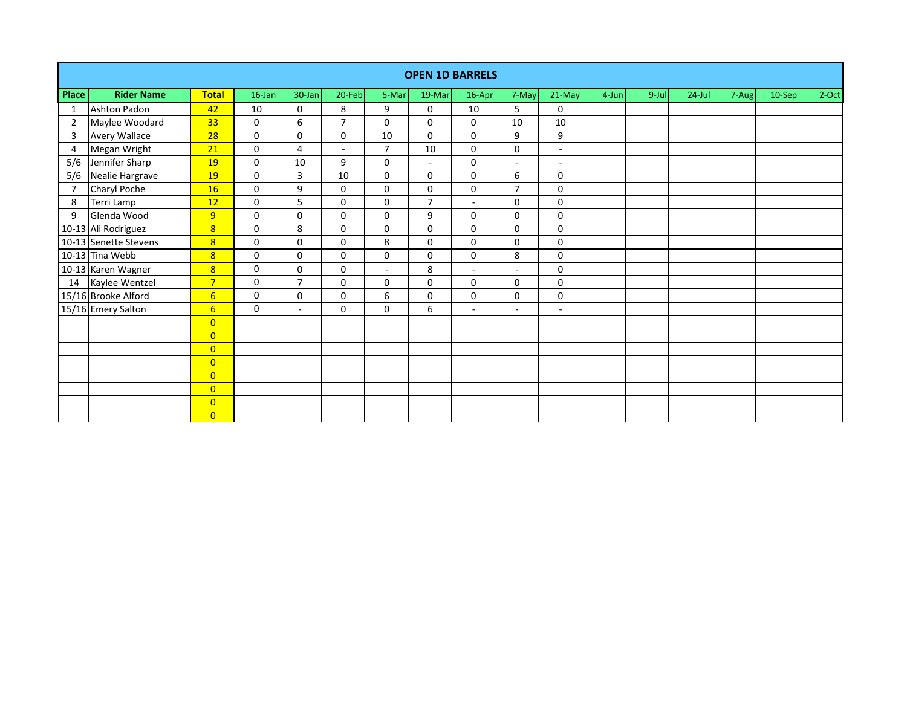| OPEN 1D BARRELS | | | | | | | | | | | | | | | | |
|---|---|---|---|---|---|---|---|---|---|---|---|---|---|---|---|---|
| **Place** | **Rider Name** | **Total** | 16-Jan | 30-Jan | 20-Feb | 5-Mar | 19-Mar | 16-Apr | 7-May | 21-May | 4-Jun | 9-Jul | 24-Jul | 7-Aug | 10-Sep | 2-Oct |
| 1 | Ashton Padon | 42 | 10 | 0 | 8 | 9 | 0 | 10 | 5 | 0 | | | | | | |
| 2 | Maylee Woodard | 33 | 0 | 6 | 7 | 0 | 0 | 0 | 10 | 10 | | | | | | |
| 3 | Avery Wallace | 28 | 0 | 0 | 0 | 10 | 0 | 0 | 9 | 9 | | | | | | |
| 4 | Megan Wright | 21 | 0 | 4 | - | 7 | 10 | 0 | 0 | - | | | | | | |
| 5/6 | Jennifer Sharp | 19 | 0 | 10 | 9 | 0 | - | 0 | - | - | | | | | | |
| 5/6 | Nealie Hargrave | 19 | 0 | 3 | 10 | 0 | 0 | 0 | 6 | 0 | | | | | | |
| 7 | Charyl Poche | 16 | 0 | 9 | 0 | 0 | 0 | 0 | 7 | 0 | | | | | | |
| 8 | Terri Lamp | 12 | 0 | 5 | 0 | 0 | 7 | - | 0 | 0 | | | | | | |
| 9 | Glenda Wood | 9 | 0 | 0 | 0 | 0 | 9 | 0 | 0 | 0 | | | | | | |
| 10-13 | Ali Rodriguez | 8 | 0 | 8 | 0 | 0 | 0 | 0 | 0 | 0 | | | | | | |
| 10-13 | Senette Stevens | 8 | 0 | 0 | 0 | 8 | 0 | 0 | 0 | 0 | | | | | | |
| 10-13 | Tina Webb | 8 | 0 | 0 | 0 | 0 | 0 | 0 | 8 | 0 | | | | | | |
| 10-13 | Karen Wagner | 8 | 0 | 0 | 0 | - | 8 | - | - | 0 | | | | | | |
| 14 | Kaylee Wentzel | 7 | 0 | 7 | 0 | 0 | 0 | 0 | 0 | 0 | | | | | | |
| 15/16 | Brooke Alford | 6 | 0 | 0 | 0 | 6 | 0 | 0 | 0 | 0 | | | | | | |
| 15/16 | Emery Salton | 6 | 0 | - | 0 | 0 | 6 | - | - | - | | | | | | |
| | | 0 | | | | | | | | | | | | | | |
| | | 0 | | | | | | | | | | | | | | |
| | | 0 | | | | | | | | | | | | | | |
| | | 0 | | | | | | | | | | | | | | |
| | | 0 | | | | | | | | | | | | | | |
| | | 0 | | | | | | | | | | | | | | |
| | | 0 | | | | | | | | | | | | | | |
| | | 0 | | | | | | | | | | | | | | |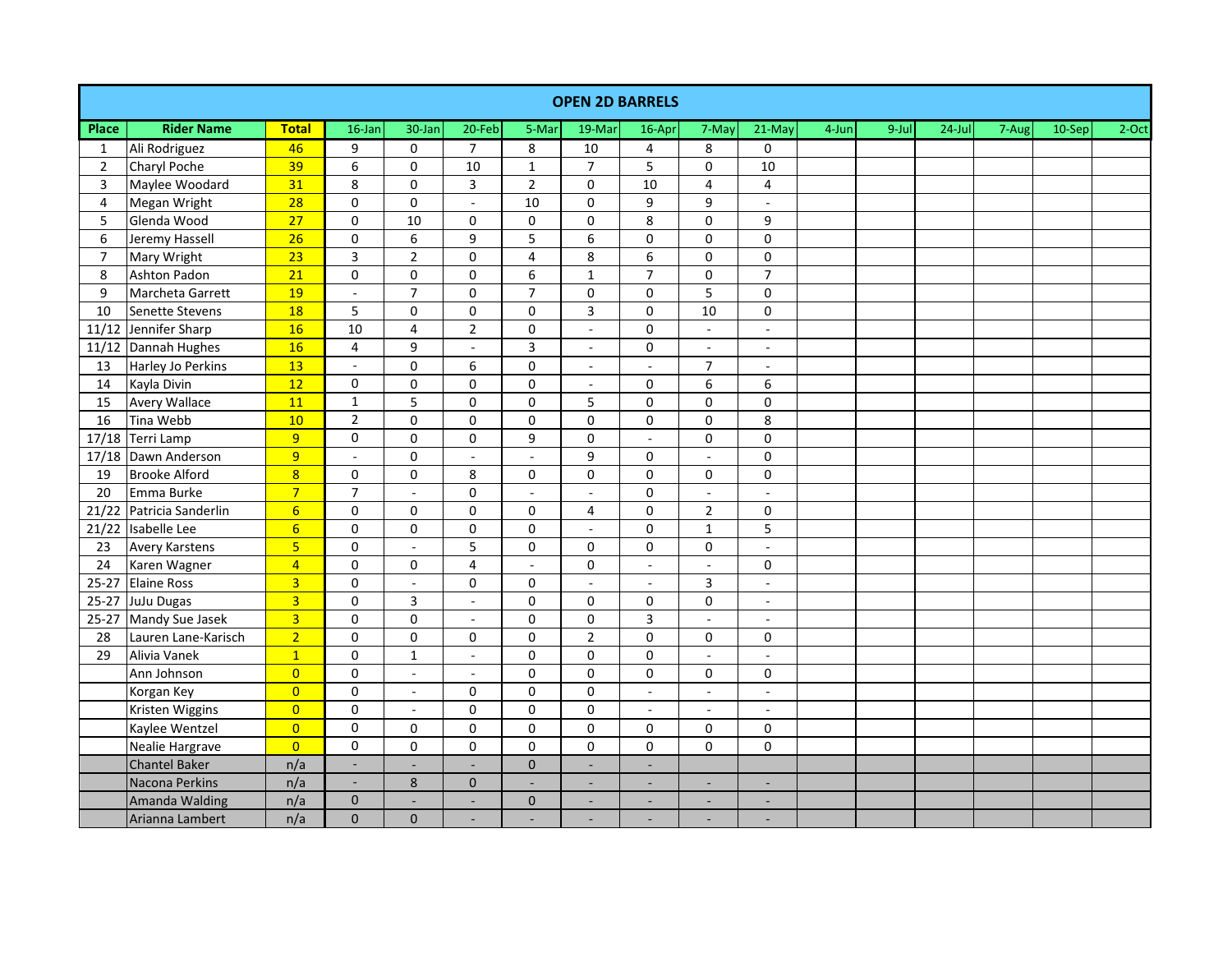## OPEN 2D BARRELS

| Place | Rider Name | Total | 16-Jan | 30-Jan | 20-Feb | 5-Mar | 19-Mar | 16-Apr | 7-May | 21-May | 4-Jun | 9-Jul | 24-Jul | 7-Aug | 10-Sep | 2-Oct |
|---|---|---|---|---|---|---|---|---|---|---|---|---|---|---|---|---|
| 1 | Ali Rodriguez | 46 | 9 | 0 | 7 | 8 | 10 | 4 | 8 | 0 | | | | | | |
| 2 | Charyl Poche | 39 | 6 | 0 | 10 | 1 | 7 | 5 | 0 | 10 | | | | | | |
| 3 | Maylee Woodard | 31 | 8 | 0 | 3 | 2 | 0 | 10 | 4 | 4 | | | | | | |
| 4 | Megan Wright | 28 | 0 | 0 | - | 10 | 0 | 9 | 9 | - | | | | | | |
| 5 | Glenda Wood | 27 | 0 | 10 | 0 | 0 | 0 | 8 | 0 | 9 | | | | | | |
| 6 | Jeremy Hassell | 26 | 0 | 6 | 9 | 5 | 6 | 0 | 0 | 0 | | | | | | |
| 7 | Mary Wright | 23 | 3 | 2 | 0 | 4 | 8 | 6 | 0 | 0 | | | | | | |
| 8 | Ashton Padon | 21 | 0 | 0 | 0 | 6 | 1 | 7 | 0 | 7 | | | | | | |
| 9 | Marcheta Garrett | 19 | - | 7 | 0 | 7 | 0 | 0 | 5 | 0 | | | | | | |
| 10 | Senette Stevens | 18 | 5 | 0 | 0 | 0 | 3 | 0 | 10 | 0 | | | | | | |
| 11/12 | Jennifer Sharp | 16 | 10 | 4 | 2 | 0 | - | 0 | - | - | | | | | | |
| 11/12 | Dannah Hughes | 16 | 4 | 9 | - | 3 | - | 0 | - | - | | | | | | |
| 13 | Harley Jo Perkins | 13 | - | 0 | 6 | 0 | - | - | 7 | - | | | | | | |
| 14 | Kayla Divin | 12 | 0 | 0 | 0 | 0 | - | 0 | 6 | 6 | | | | | | |
| 15 | Avery Wallace | 11 | 1 | 5 | 0 | 0 | 5 | 0 | 0 | 0 | | | | | | |
| 16 | Tina Webb | 10 | 2 | 0 | 0 | 0 | 0 | 0 | 0 | 8 | | | | | | |
| 17/18 | Terri Lamp | 9 | 0 | 0 | 0 | 9 | 0 | - | 0 | 0 | | | | | | |
| 17/18 | Dawn Anderson | 9 | - | 0 | - | - | 9 | 0 | - | 0 | | | | | | |
| 19 | Brooke Alford | 8 | 0 | 0 | 8 | 0 | 0 | 0 | 0 | 0 | | | | | | |
| 20 | Emma Burke | 7 | 7 | - | 0 | - | - | 0 | - | - | | | | | | |
| 21/22 | Patricia Sanderlin | 6 | 0 | 0 | 0 | 0 | 4 | 0 | 2 | 0 | | | | | | |
| 21/22 | Isabelle Lee | 6 | 0 | 0 | 0 | 0 | - | 0 | 1 | 5 | | | | | | |
| 23 | Avery Karstens | 5 | 0 | - | 5 | 0 | 0 | 0 | 0 | - | | | | | | |
| 24 | Karen Wagner | 4 | 0 | 0 | 4 | - | 0 | - | - | 0 | | | | | | |
| 25-27 | Elaine Ross | 3 | 0 | - | 0 | 0 | - | - | 3 | - | | | | | | |
| 25-27 | JuJu Dugas | 3 | 0 | 3 | - | 0 | 0 | 0 | 0 | - | | | | | | |
| 25-27 | Mandy Sue Jasek | 3 | 0 | 0 | - | 0 | 0 | 3 | - | - | | | | | | |
| 28 | Lauren Lane-Karisch | 2 | 0 | 0 | 0 | 0 | 2 | 0 | 0 | 0 | | | | | | |
| 29 | Alivia Vanek | 1 | 0 | 1 | - | 0 | 0 | 0 | - | - | | | | | | |
| | Ann Johnson | 0 | 0 | - | - | 0 | 0 | 0 | 0 | 0 | | | | | | |
| | Korgan Key | 0 | 0 | - | 0 | 0 | 0 | - | - | - | | | | | | |
| | Kristen Wiggins | 0 | 0 | - | 0 | 0 | 0 | - | - | - | | | | | | |
| | Kaylee Wentzel | 0 | 0 | 0 | 0 | 0 | 0 | 0 | 0 | 0 | | | | | | |
| | Nealie Hargrave | 0 | 0 | 0 | 0 | 0 | 0 | 0 | 0 | 0 | | | | | | |
| | Chantel Baker | n/a | - | - | - | 0 | - | - | | | | | | | | |
| | Nacona Perkins | n/a | - | 8 | 0 | - | - | - | - | - | | | | | | |
| | Amanda Walding | n/a | 0 | - | - | 0 | - | - | - | - | | | | | | |
| | Arianna Lambert | n/a | 0 | 0 | - | - | - | - | - | - | | | | | | |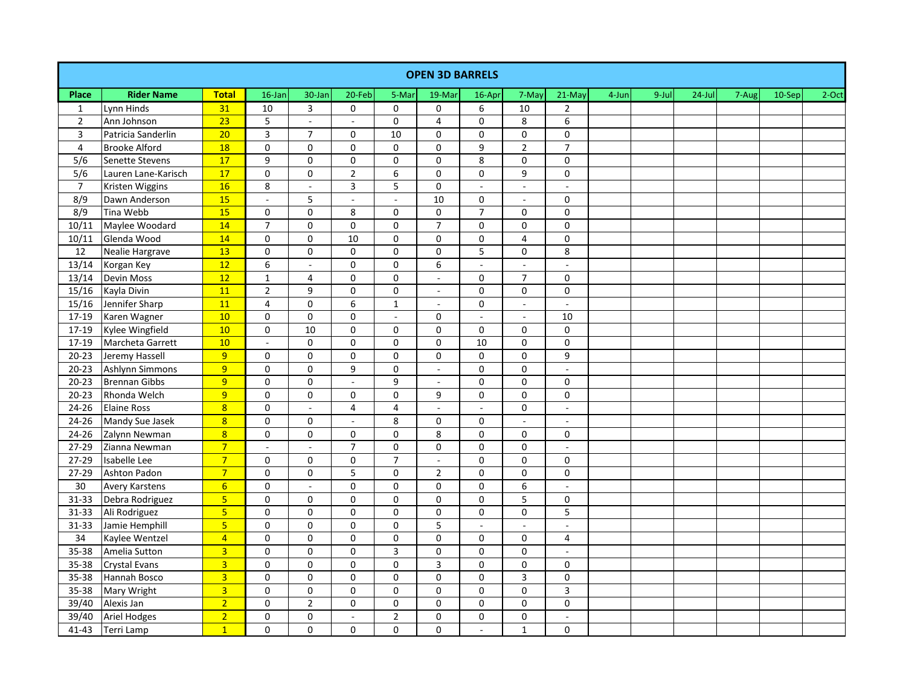## OPEN 3D BARRELS

| Place | Rider Name | Total | 16-Jan | 30-Jan | 20-Feb | 5-Mar | 19-Mar | 16-Apr | 7-May | 21-May | 4-Jun | 9-Jul | 24-Jul | 7-Aug | 10-Sep | 2-Oct |
|---|---|---|---|---|---|---|---|---|---|---|---|---|---|---|---|---|
| 1 | Lynn Hinds | 31 | 10 | 3 | 0 | 0 | 0 | 6 | 10 | 2 | | | | | | |
| 2 | Ann Johnson | 23 | 5 | - | - | 0 | 4 | 0 | 8 | 6 | | | | | | |
| 3 | Patricia Sanderlin | 20 | 3 | 7 | 0 | 10 | 0 | 0 | 0 | 0 | | | | | | |
| 4 | Brooke Alford | 18 | 0 | 0 | 0 | 0 | 0 | 9 | 2 | 7 | | | | | | |
| 5/6 | Senette Stevens | 17 | 9 | 0 | 0 | 0 | 0 | 8 | 0 | 0 | | | | | | |
| 5/6 | Lauren Lane-Karisch | 17 | 0 | 0 | 2 | 6 | 0 | 0 | 9 | 0 | | | | | | |
| 7 | Kristen Wiggins | 16 | 8 | - | 3 | 5 | 0 | - | - | - | | | | | | |
| 8/9 | Dawn Anderson | 15 | - | 5 | - | - | 10 | 0 | - | 0 | | | | | | |
| 8/9 | Tina Webb | 15 | 0 | 0 | 8 | 0 | 0 | 7 | 0 | 0 | | | | | | |
| 10/11 | Maylee Woodard | 14 | 7 | 0 | 0 | 0 | 7 | 0 | 0 | 0 | | | | | | |
| 10/11 | Glenda Wood | 14 | 0 | 0 | 10 | 0 | 0 | 0 | 4 | 0 | | | | | | |
| 12 | Nealie Hargrave | 13 | 0 | 0 | 0 | 0 | 0 | 5 | 0 | 8 | | | | | | |
| 13/14 | Korgan Key | 12 | 6 | - | 0 | 0 | 6 | - | - | - | | | | | | |
| 13/14 | Devin Moss | 12 | 1 | 4 | 0 | 0 | - | 0 | 7 | 0 | | | | | | |
| 15/16 | Kayla Divin | 11 | 2 | 9 | 0 | 0 | - | 0 | 0 | 0 | | | | | | |
| 15/16 | Jennifer Sharp | 11 | 4 | 0 | 6 | 1 | - | 0 | - | - | | | | | | |
| 17-19 | Karen Wagner | 10 | 0 | 0 | 0 | - | 0 | - | - | 10 | | | | | | |
| 17-19 | Kylee Wingfield | 10 | 0 | 10 | 0 | 0 | 0 | 0 | 0 | 0 | | | | | | |
| 17-19 | Marcheta Garrett | 10 | - | 0 | 0 | 0 | 0 | 10 | 0 | 0 | | | | | | |
| 20-23 | Jeremy Hassell | 9 | 0 | 0 | 0 | 0 | 0 | 0 | 0 | 9 | | | | | | |
| 20-23 | Ashlynn Simmons | 9 | 0 | 0 | 9 | 0 | - | 0 | 0 | - | | | | | | |
| 20-23 | Brennan Gibbs | 9 | 0 | 0 | - | 9 | - | 0 | 0 | 0 | | | | | | |
| 20-23 | Rhonda Welch | 9 | 0 | 0 | 0 | 0 | 9 | 0 | 0 | 0 | | | | | | |
| 24-26 | Elaine Ross | 8 | 0 | - | 4 | 4 | - | - | 0 | - | | | | | | |
| 24-26 | Mandy Sue Jasek | 8 | 0 | 0 | - | 8 | 0 | 0 | - | - | | | | | | |
| 24-26 | Zalynn Newman | 8 | 0 | 0 | 0 | 0 | 8 | 0 | 0 | 0 | | | | | | |
| 27-29 | Zianna Newman | 7 | - | - | 7 | 0 | 0 | 0 | 0 | - | | | | | | |
| 27-29 | Isabelle Lee | 7 | 0 | 0 | 0 | 7 | - | 0 | 0 | 0 | | | | | | |
| 27-29 | Ashton Padon | 7 | 0 | 0 | 5 | 0 | 2 | 0 | 0 | 0 | | | | | | |
| 30 | Avery Karstens | 6 | 0 | - | 0 | 0 | 0 | 0 | 6 | - | | | | | | |
| 31-33 | Debra Rodriguez | 5 | 0 | 0 | 0 | 0 | 0 | 0 | 5 | 0 | | | | | | |
| 31-33 | Ali Rodriguez | 5 | 0 | 0 | 0 | 0 | 0 | 0 | 0 | 5 | | | | | | |
| 31-33 | Jamie Hemphill | 5 | 0 | 0 | 0 | 0 | 5 | - | - | - | | | | | | |
| 34 | Kaylee Wentzel | 4 | 0 | 0 | 0 | 0 | 0 | 0 | 0 | 4 | | | | | | |
| 35-38 | Amelia Sutton | 3 | 0 | 0 | 0 | 3 | 0 | 0 | 0 | - | | | | | | |
| 35-38 | Crystal Evans | 3 | 0 | 0 | 0 | 0 | 3 | 0 | 0 | 0 | | | | | | |
| 35-38 | Hannah Bosco | 3 | 0 | 0 | 0 | 0 | 0 | 0 | 3 | 0 | | | | | | |
| 35-38 | Mary Wright | 3 | 0 | 0 | 0 | 0 | 0 | 0 | 0 | 3 | | | | | | |
| 39/40 | Alexis Jan | 2 | 0 | 2 | 0 | 0 | 0 | 0 | 0 | 0 | | | | | | |
| 39/40 | Ariel Hodges | 2 | 0 | 0 | - | 2 | 0 | 0 | 0 | - | | | | | | |
| 41-43 | Terri Lamp | 1 | 0 | 0 | 0 | 0 | 0 | - | 1 | 0 | | | | | | |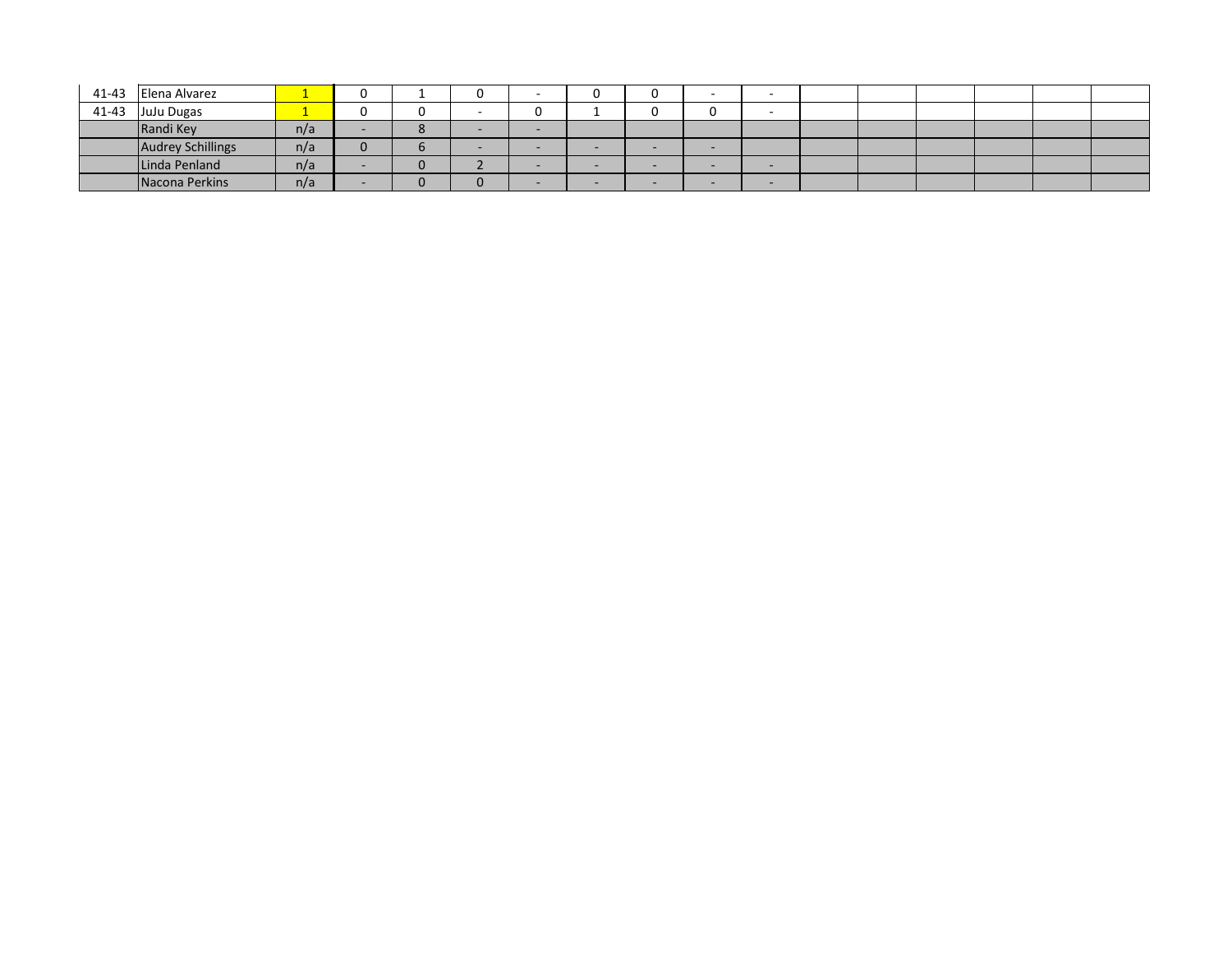| | | | | | | | | | | | | | | | | |
|---|---|---|---|---|---|---|---|---|---|---|---|---|---|---|---|---|
| 41-43 | Elena Alvarez | 1 | 0 | 1 | 0 | - | 0 | 0 | - | - | | | | | | |
| 41-43 | JuJu Dugas | 1 | 0 | 0 | - | 0 | 1 | 0 | 0 | - | | | | | | |
| | Randi Key | n/a | - | 8 | - | - | | | | | | | | | | |
| | Audrey Schillings | n/a | 0 | 6 | - | - | - | - | - | | | | | | | |
| | Linda Penland | n/a | - | 0 | 2 | - | - | - | - | - | | | | | | |
| | Nacona Perkins | n/a | - | 0 | 0 | - | - | - | - | - | | | | | | |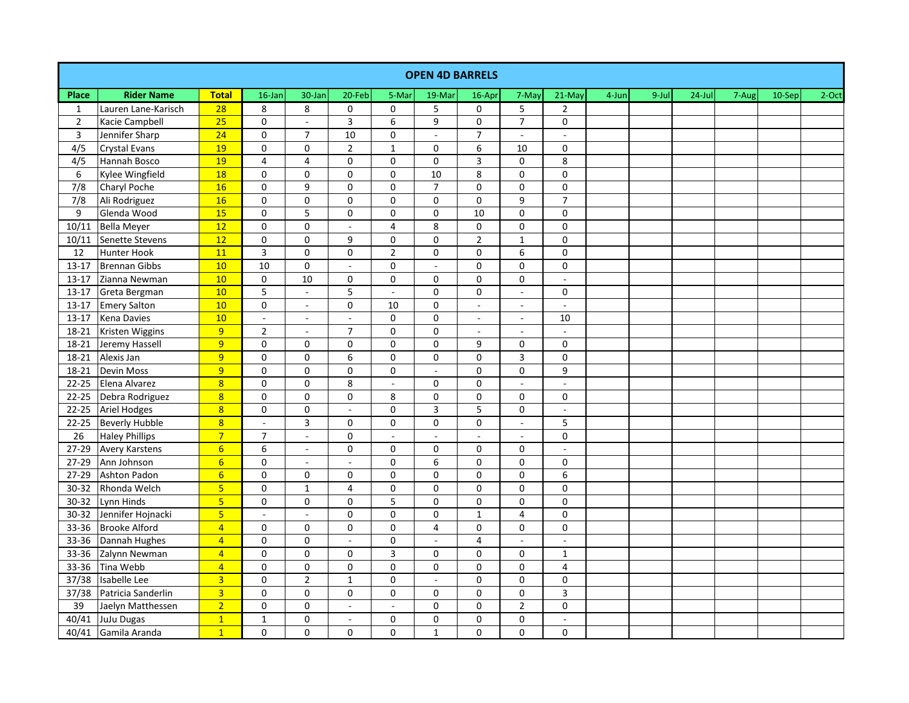## OPEN 4D BARRELS

| Place | Rider Name | Total | 16-Jan | 30-Jan | 20-Feb | 5-Mar | 19-Mar | 16-Apr | 7-May | 21-May | 4-Jun | 9-Jul | 24-Jul | 7-Aug | 10-Sep | 2-Oct |
|---|---|---|---|---|---|---|---|---|---|---|---|---|---|---|---|---|
| 1 | Lauren Lane-Karisch | 28 | 8 | 8 | 0 | 0 | 5 | 0 | 5 | 2 | | | | | | |
| 2 | Kacie Campbell | 25 | 0 | - | 3 | 6 | 9 | 0 | 7 | 0 | | | | | | |
| 3 | Jennifer Sharp | 24 | 0 | 7 | 10 | 0 | - | 7 | - | - | | | | | | |
| 4/5 | Crystal Evans | 19 | 0 | 0 | 2 | 1 | 0 | 6 | 10 | 0 | | | | | | |
| 4/5 | Hannah Bosco | 19 | 4 | 4 | 0 | 0 | 0 | 3 | 0 | 8 | | | | | | |
| 6 | Kylee Wingfield | 18 | 0 | 0 | 0 | 0 | 10 | 8 | 0 | 0 | | | | | | |
| 7/8 | Charyl Poche | 16 | 0 | 9 | 0 | 0 | 7 | 0 | 0 | 0 | | | | | | |
| 7/8 | Ali Rodriguez | 16 | 0 | 0 | 0 | 0 | 0 | 0 | 9 | 7 | | | | | | |
| 9 | Glenda Wood | 15 | 0 | 5 | 0 | 0 | 0 | 10 | 0 | 0 | | | | | | |
| 10/11 | Bella Meyer | 12 | 0 | 0 | - | 4 | 8 | 0 | 0 | 0 | | | | | | |
| 10/11 | Senette Stevens | 12 | 0 | 0 | 9 | 0 | 0 | 2 | 1 | 0 | | | | | | |
| 12 | Hunter Hook | 11 | 3 | 0 | 0 | 2 | 0 | 0 | 6 | 0 | | | | | | |
| 13-17 | Brennan Gibbs | 10 | 10 | 0 | - | 0 | - | 0 | 0 | 0 | | | | | | |
| 13-17 | Zianna Newman | 10 | 0 | 10 | 0 | 0 | 0 | 0 | 0 | - | | | | | | |
| 13-17 | Greta Bergman | 10 | 5 | - | 5 | - | 0 | 0 | - | 0 | | | | | | |
| 13-17 | Emery Salton | 10 | 0 | - | 0 | 10 | 0 | - | - | - | | | | | | |
| 13-17 | Kena Davies | 10 | - | - | - | 0 | 0 | - | - | 10 | | | | | | |
| 18-21 | Kristen Wiggins | 9 | 2 | - | 7 | 0 | 0 | - | - | - | | | | | | |
| 18-21 | Jeremy Hassell | 9 | 0 | 0 | 0 | 0 | 0 | 9 | 0 | 0 | | | | | | |
| 18-21 | Alexis Jan | 9 | 0 | 0 | 6 | 0 | 0 | 0 | 3 | 0 | | | | | | |
| 18-21 | Devin Moss | 9 | 0 | 0 | 0 | 0 | - | 0 | 0 | 9 | | | | | | |
| 22-25 | Elena Alvarez | 8 | 0 | 0 | 8 | - | 0 | 0 | - | - | | | | | | |
| 22-25 | Debra Rodriguez | 8 | 0 | 0 | 0 | 8 | 0 | 0 | 0 | 0 | | | | | | |
| 22-25 | Ariel Hodges | 8 | 0 | 0 | - | 0 | 3 | 5 | 0 | - | | | | | | |
| 22-25 | Beverly Hubble | 8 | - | 3 | 0 | 0 | 0 | 0 | - | 5 | | | | | | |
| 26 | Haley Phillips | 7 | 7 | - | 0 | - | - | - | - | 0 | | | | | | |
| 27-29 | Avery Karstens | 6 | 6 | - | 0 | 0 | 0 | 0 | 0 | - | | | | | | |
| 27-29 | Ann Johnson | 6 | 0 | - | - | 0 | 6 | 0 | 0 | 0 | | | | | | |
| 27-29 | Ashton Padon | 6 | 0 | 0 | 0 | 0 | 0 | 0 | 0 | 6 | | | | | | |
| 30-32 | Rhonda Welch | 5 | 0 | 1 | 4 | 0 | 0 | 0 | 0 | 0 | | | | | | |
| 30-32 | Lynn Hinds | 5 | 0 | 0 | 0 | 5 | 0 | 0 | 0 | 0 | | | | | | |
| 30-32 | Jennifer Hojnacki | 5 | - | - | 0 | 0 | 0 | 1 | 4 | 0 | | | | | | |
| 33-36 | Brooke Alford | 4 | 0 | 0 | 0 | 0 | 4 | 0 | 0 | 0 | | | | | | |
| 33-36 | Dannah Hughes | 4 | 0 | 0 | - | 0 | - | 4 | - | - | | | | | | |
| 33-36 | Zalynn Newman | 4 | 0 | 0 | 0 | 3 | 0 | 0 | 0 | 1 | | | | | | |
| 33-36 | Tina Webb | 4 | 0 | 0 | 0 | 0 | 0 | 0 | 0 | 4 | | | | | | |
| 37/38 | Isabelle Lee | 3 | 0 | 2 | 1 | 0 | - | 0 | 0 | 0 | | | | | | |
| 37/38 | Patricia Sanderlin | 3 | 0 | 0 | 0 | 0 | 0 | 0 | 0 | 3 | | | | | | |
| 39 | Jaelyn Matthessen | 2 | 0 | 0 | - | - | 0 | 0 | 2 | 0 | | | | | | |
| 40/41 | JuJu Dugas | 1 | 1 | 0 | - | 0 | 0 | 0 | 0 | - | | | | | | |
| 40/41 | Gamila Aranda | 1 | 0 | 0 | 0 | 0 | 1 | 0 | 0 | 0 | | | | | | |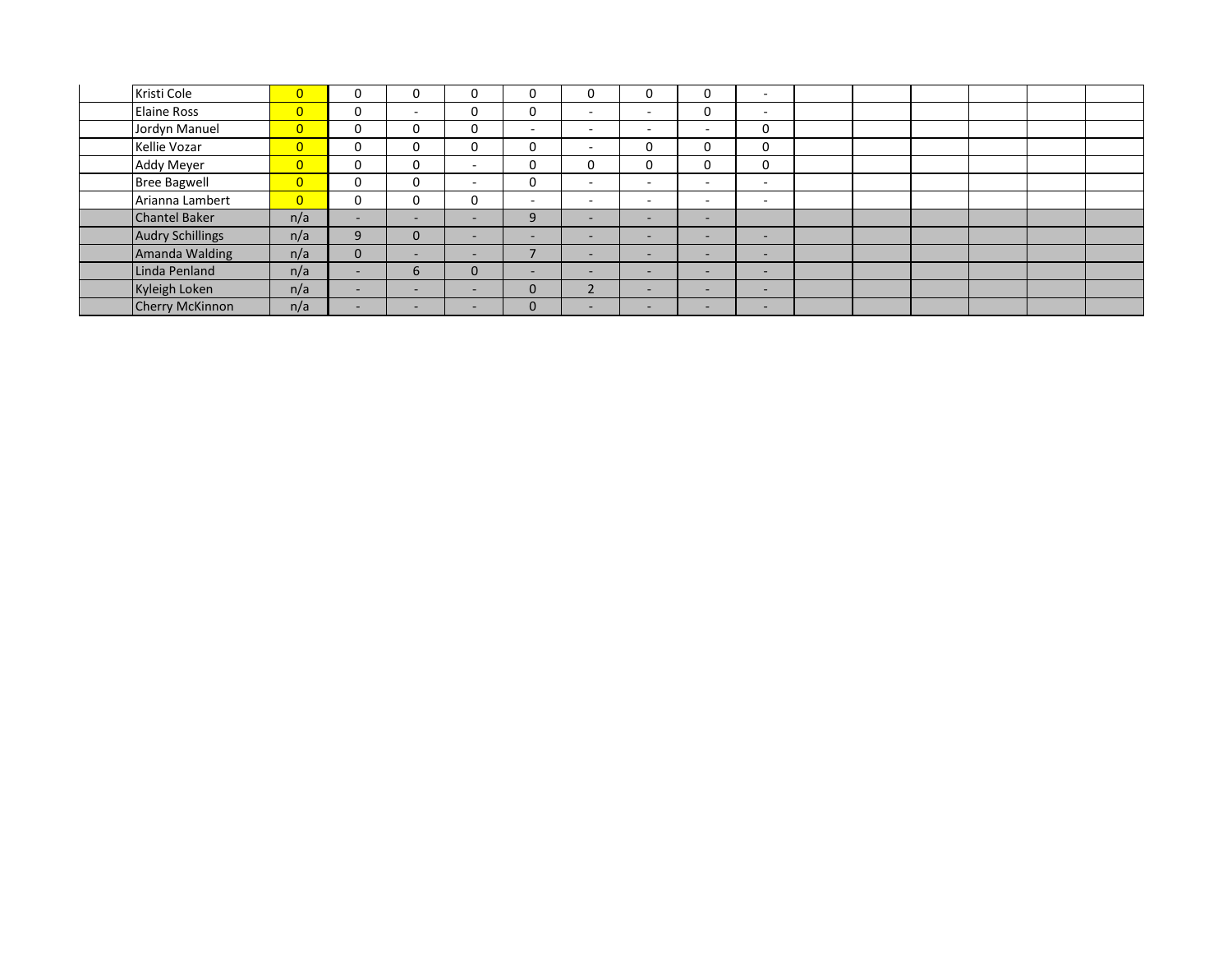| | | | | | | | | | | | | | | | | |
|---|---|---|---|---|---|---|---|---|---|---|---|---|---|---|---|---|
| | Kristi Cole | 0 | 0 | 0 | 0 | 0 | 0 | 0 | 0 | - | | | | | | |
| | Elaine Ross | 0 | 0 | - | 0 | 0 | - | - | 0 | - | | | | | | |
| | Jordyn Manuel | 0 | 0 | 0 | 0 | - | - | - | - | 0 | | | | | | |
| | Kellie Vozar | 0 | 0 | 0 | 0 | 0 | - | 0 | 0 | 0 | | | | | | |
| | Addy Meyer | 0 | 0 | 0 | - | 0 | 0 | 0 | 0 | 0 | | | | | | |
| | Bree Bagwell | 0 | 0 | 0 | - | 0 | - | - | - | - | | | | | | |
| | Arianna Lambert | 0 | 0 | 0 | 0 | - | - | - | - | - | | | | | | |
| | Chantel Baker | n/a | - | - | - | 9 | - | - | - | | | | | | | |
| | Audry Schillings | n/a | 9 | 0 | - | - | - | - | - | - | | | | | | |
| | Amanda Walding | n/a | 0 | - | - | 7 | - | - | - | - | | | | | | |
| | Linda Penland | n/a | - | 6 | 0 | - | - | - | - | - | | | | | | |
| | Kyleigh Loken | n/a | - | - | - | 0 | 2 | - | - | - | | | | | | |
| | Cherry McKinnon | n/a | - | - | - | 0 | - | - | - | - | | | | | | |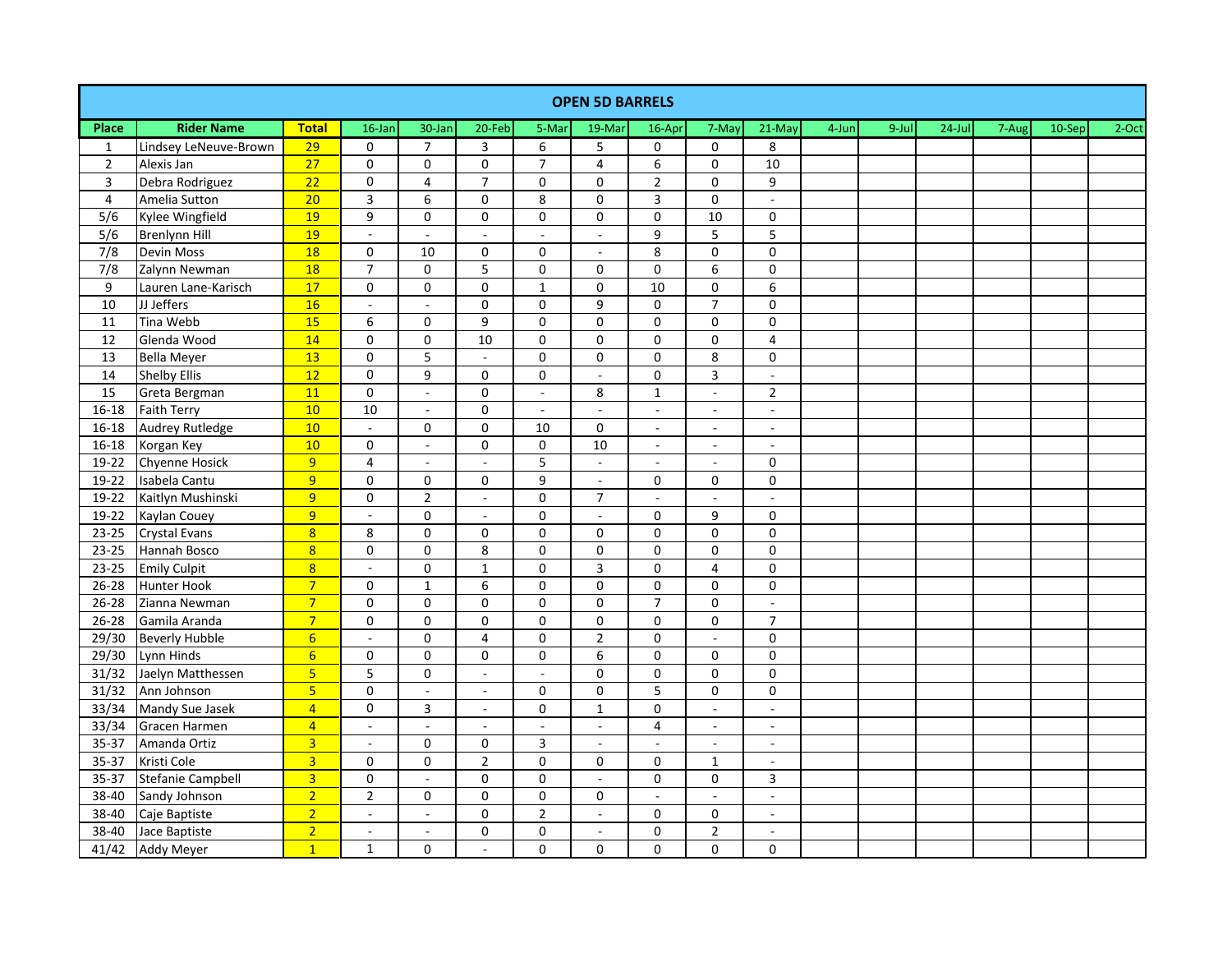| OPEN 5D BARRELS | | | | | | | | | | | | | | | | | |
|---|---|---|---|---|---|---|---|---|---|---|---|---|---|---|---|---|---|
| Place | Rider Name | Total | 16-Jan | 30-Jan | 20-Feb | 5-Mar | 19-Mar | 16-Apr | 7-May | 21-May | 4-Jun | 9-Jul | 24-Jul | 7-Aug | 10-Sep | 2-Oct |
| 1 | Lindsey LeNeuve-Brown | 29 | 0 | 7 | 3 | 6 | 5 | 0 | 0 | 8 | | | | | | |
| 2 | Alexis Jan | 27 | 0 | 0 | 0 | 7 | 4 | 6 | 0 | 10 | | | | | | |
| 3 | Debra Rodriguez | 22 | 0 | 4 | 7 | 0 | 0 | 2 | 0 | 9 | | | | | | |
| 4 | Amelia Sutton | 20 | 3 | 6 | 0 | 8 | 0 | 3 | 0 | - | | | | | | |
| 5/6 | Kylee Wingfield | 19 | 9 | 0 | 0 | 0 | 0 | 0 | 10 | 0 | | | | | | |
| 5/6 | Brenlynn Hill | 19 | - | - | - | - | - | 9 | 5 | 5 | | | | | | |
| 7/8 | Devin Moss | 18 | 0 | 10 | 0 | 0 | - | 8 | 0 | 0 | | | | | | |
| 7/8 | Zalynn Newman | 18 | 7 | 0 | 5 | 0 | 0 | 0 | 6 | 0 | | | | | | |
| 9 | Lauren Lane-Karisch | 17 | 0 | 0 | 0 | 1 | 0 | 10 | 0 | 6 | | | | | | |
| 10 | JJ Jeffers | 16 | - | - | 0 | 0 | 9 | 0 | 7 | 0 | | | | | | |
| 11 | Tina Webb | 15 | 6 | 0 | 9 | 0 | 0 | 0 | 0 | 0 | | | | | | |
| 12 | Glenda Wood | 14 | 0 | 0 | 10 | 0 | 0 | 0 | 0 | 4 | | | | | | |
| 13 | Bella Meyer | 13 | 0 | 5 | - | 0 | 0 | 0 | 8 | 0 | | | | | | |
| 14 | Shelby Ellis | 12 | 0 | 9 | 0 | 0 | - | 0 | 3 | - | | | | | | |
| 15 | Greta Bergman | 11 | 0 | - | 0 | - | 8 | 1 | - | 2 | | | | | | |
| 16-18 | Faith Terry | 10 | 10 | - | 0 | - | - | - | - | - | | | | | | |
| 16-18 | Audrey Rutledge | 10 | - | 0 | 0 | 10 | 0 | - | - | - | | | | | | |
| 16-18 | Korgan Key | 10 | 0 | - | 0 | 0 | 10 | - | - | - | | | | | | |
| 19-22 | Chyenne Hosick | 9 | 4 | - | - | 5 | - | - | - | 0 | | | | | | |
| 19-22 | Isabela Cantu | 9 | 0 | 0 | 0 | 9 | - | 0 | 0 | 0 | | | | | | |
| 19-22 | Kaitlyn Mushinski | 9 | 0 | 2 | - | 0 | 7 | - | - | - | | | | | | |
| 19-22 | Kaylan Couey | 9 | - | 0 | - | 0 | - | 0 | 9 | 0 | | | | | | |
| 23-25 | Crystal Evans | 8 | 8 | 0 | 0 | 0 | 0 | 0 | 0 | 0 | | | | | | |
| 23-25 | Hannah Bosco | 8 | 0 | 0 | 8 | 0 | 0 | 0 | 0 | 0 | | | | | | |
| 23-25 | Emily Culpit | 8 | - | 0 | 1 | 0 | 3 | 0 | 4 | 0 | | | | | | |
| 26-28 | Hunter Hook | 7 | 0 | 1 | 6 | 0 | 0 | 0 | 0 | 0 | | | | | | |
| 26-28 | Zianna Newman | 7 | 0 | 0 | 0 | 0 | 0 | 7 | 0 | - | | | | | | |
| 26-28 | Gamila Aranda | 7 | 0 | 0 | 0 | 0 | 0 | 0 | 0 | 7 | | | | | | |
| 29/30 | Beverly Hubble | 6 | - | 0 | 4 | 0 | 2 | 0 | - | 0 | | | | | | |
| 29/30 | Lynn Hinds | 6 | 0 | 0 | 0 | 0 | 6 | 0 | 0 | 0 | | | | | | |
| 31/32 | Jaelyn Matthessen | 5 | 5 | 0 | - | - | 0 | 0 | 0 | 0 | | | | | | |
| 31/32 | Ann Johnson | 5 | 0 | - | - | 0 | 0 | 5 | 0 | 0 | | | | | | |
| 33/34 | Mandy Sue Jasek | 4 | 0 | 3 | - | 0 | 1 | 0 | - | - | | | | | | |
| 33/34 | Gracen Harmen | 4 | - | - | - | - | - | 4 | - | - | | | | | | |
| 35-37 | Amanda Ortiz | 3 | - | 0 | 0 | 3 | - | - | - | - | | | | | | |
| 35-37 | Kristi Cole | 3 | 0 | 0 | 2 | 0 | 0 | 0 | 1 | - | | | | | | |
| 35-37 | Stefanie Campbell | 3 | 0 | - | 0 | 0 | - | 0 | 0 | 3 | | | | | | |
| 38-40 | Sandy Johnson | 2 | 2 | 0 | 0 | 0 | 0 | - | - | - | | | | | | |
| 38-40 | Caje Baptiste | 2 | - | - | 0 | 2 | - | 0 | 0 | - | | | | | | |
| 38-40 | Jace Baptiste | 2 | - | - | 0 | 0 | - | 0 | 2 | - | | | | | | |
| 41/42 | Addy Meyer | 1 | 1 | 0 | - | 0 | 0 | 0 | 0 | 0 | | | | | | |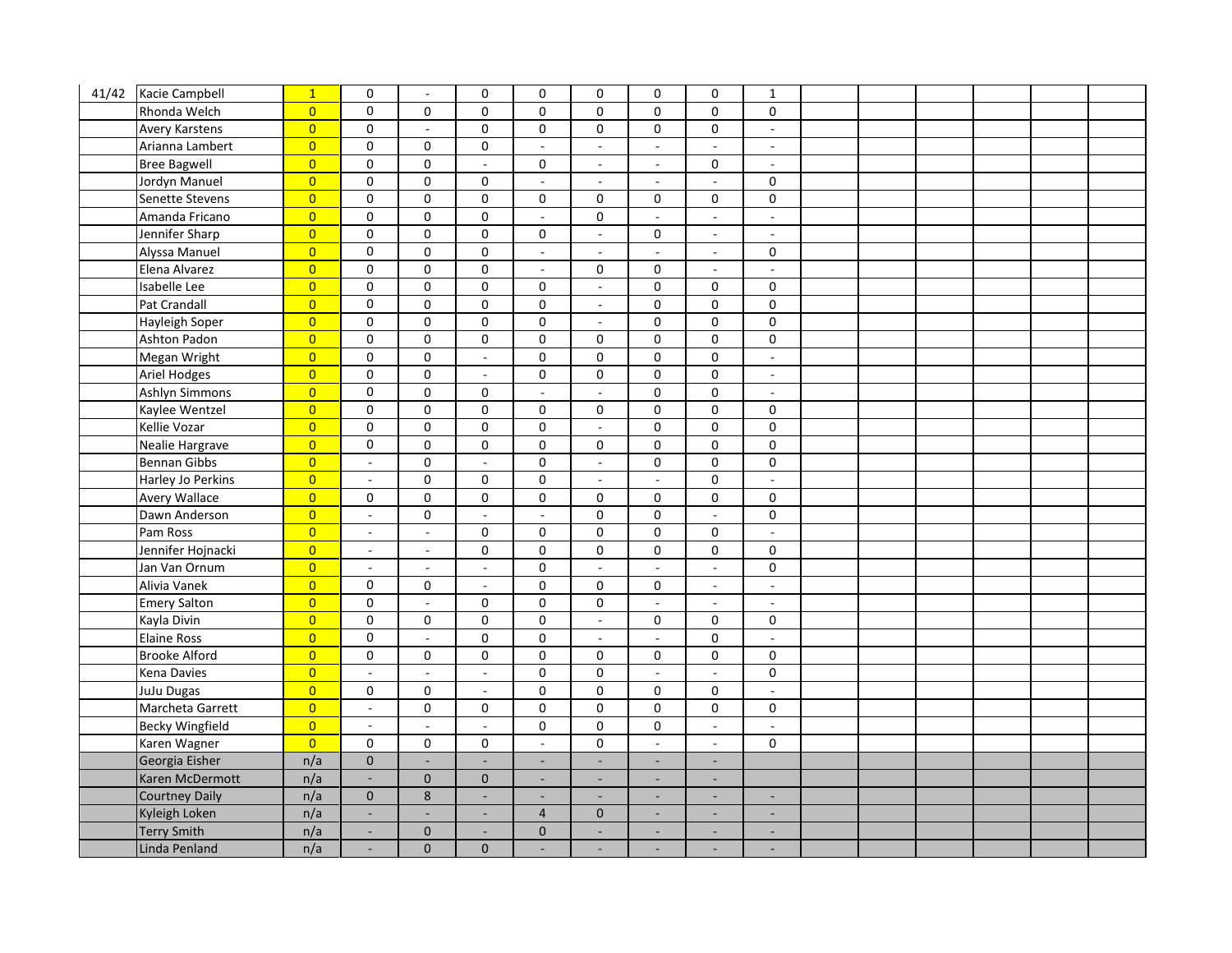| | | | | | | | | | | | | | | | | |
|---|---|---|---|---|---|---|---|---|---|---|---|---|---|---|---|---|
| 41/42 | Kacie Campbell | 1 | 0 | - | 0 | 0 | 0 | 0 | 0 | 1 | | | | | | |
| | Rhonda Welch | 0 | 0 | 0 | 0 | 0 | 0 | 0 | 0 | 0 | | | | | | |
| | Avery Karstens | 0 | 0 | - | 0 | 0 | 0 | 0 | 0 | - | | | | | | |
| | Arianna Lambert | 0 | 0 | 0 | 0 | - | - | - | - | - | | | | | | |
| | Bree Bagwell | 0 | 0 | 0 | - | 0 | - | - | 0 | - | | | | | | |
| | Jordyn Manuel | 0 | 0 | 0 | 0 | - | - | - | - | 0 | | | | | | |
| | Senette Stevens | 0 | 0 | 0 | 0 | 0 | 0 | 0 | 0 | 0 | | | | | | |
| | Amanda Fricano | 0 | 0 | 0 | 0 | - | 0 | - | - | - | | | | | | |
| | Jennifer Sharp | 0 | 0 | 0 | 0 | 0 | - | 0 | - | - | | | | | | |
| | Alyssa Manuel | 0 | 0 | 0 | 0 | - | - | - | - | 0 | | | | | | |
| | Elena Alvarez | 0 | 0 | 0 | 0 | - | 0 | 0 | - | - | | | | | | |
| | Isabelle Lee | 0 | 0 | 0 | 0 | 0 | - | 0 | 0 | 0 | | | | | | |
| | Pat Crandall | 0 | 0 | 0 | 0 | 0 | - | 0 | 0 | 0 | | | | | | |
| | Hayleigh Soper | 0 | 0 | 0 | 0 | 0 | - | 0 | 0 | 0 | | | | | | |
| | Ashton Padon | 0 | 0 | 0 | 0 | 0 | 0 | 0 | 0 | 0 | | | | | | |
| | Megan Wright | 0 | 0 | 0 | - | 0 | 0 | 0 | 0 | - | | | | | | |
| | Ariel Hodges | 0 | 0 | 0 | - | 0 | 0 | 0 | 0 | - | | | | | | |
| | Ashlyn Simmons | 0 | 0 | 0 | 0 | - | - | 0 | 0 | - | | | | | | |
| | Kaylee Wentzel | 0 | 0 | 0 | 0 | 0 | 0 | 0 | 0 | 0 | | | | | | |
| | Kellie Vozar | 0 | 0 | 0 | 0 | 0 | - | 0 | 0 | 0 | | | | | | |
| | Nealie Hargrave | 0 | 0 | 0 | 0 | 0 | 0 | 0 | 0 | 0 | | | | | | |
| | Bennan Gibbs | 0 | - | 0 | - | 0 | - | 0 | 0 | 0 | | | | | | |
| | Harley Jo Perkins | 0 | - | 0 | 0 | 0 | - | - | 0 | - | | | | | | |
| | Avery Wallace | 0 | 0 | 0 | 0 | 0 | 0 | 0 | 0 | 0 | | | | | | |
| | Dawn Anderson | 0 | - | 0 | - | - | 0 | 0 | - | 0 | | | | | | |
| | Pam Ross | 0 | - | - | 0 | 0 | 0 | 0 | 0 | - | | | | | | |
| | Jennifer Hojnacki | 0 | - | - | 0 | 0 | 0 | 0 | 0 | 0 | | | | | | |
| | Jan Van Ornum | 0 | - | - | - | 0 | - | - | - | 0 | | | | | | |
| | Alivia Vanek | 0 | 0 | 0 | - | 0 | 0 | 0 | - | - | | | | | | |
| | Emery Salton | 0 | 0 | - | 0 | 0 | 0 | - | - | - | | | | | | |
| | Kayla Divin | 0 | 0 | 0 | 0 | 0 | - | 0 | 0 | 0 | | | | | | |
| | Elaine Ross | 0 | 0 | - | 0 | 0 | - | - | 0 | - | | | | | | |
| | Brooke Alford | 0 | 0 | 0 | 0 | 0 | 0 | 0 | 0 | 0 | | | | | | |
| | Kena Davies | 0 | - | - | - | 0 | 0 | - | - | 0 | | | | | | |
| | JuJu Dugas | 0 | 0 | 0 | - | 0 | 0 | 0 | 0 | - | | | | | | |
| | Marcheta Garrett | 0 | - | 0 | 0 | 0 | 0 | 0 | 0 | 0 | | | | | | |
| | Becky Wingfield | 0 | - | - | - | 0 | 0 | 0 | - | - | | | | | | |
| | Karen Wagner | 0 | 0 | 0 | 0 | - | 0 | - | - | 0 | | | | | | |
| | Georgia Eisher | n/a | 0 | - | - | - | - | - | - | | | | | | | |
| | Karen McDermott | n/a | - | 0 | 0 | - | - | - | - | | | | | | | |
| | Courtney Daily | n/a | 0 | 8 | - | - | - | - | - | - | | | | | | |
| | Kyleigh Loken | n/a | - | - | - | 4 | 0 | - | - | - | | | | | | |
| | Terry Smith | n/a | - | 0 | - | 0 | - | - | - | - | | | | | | |
| | Linda Penland | n/a | - | 0 | 0 | - | - | - | - | - | | | | | | |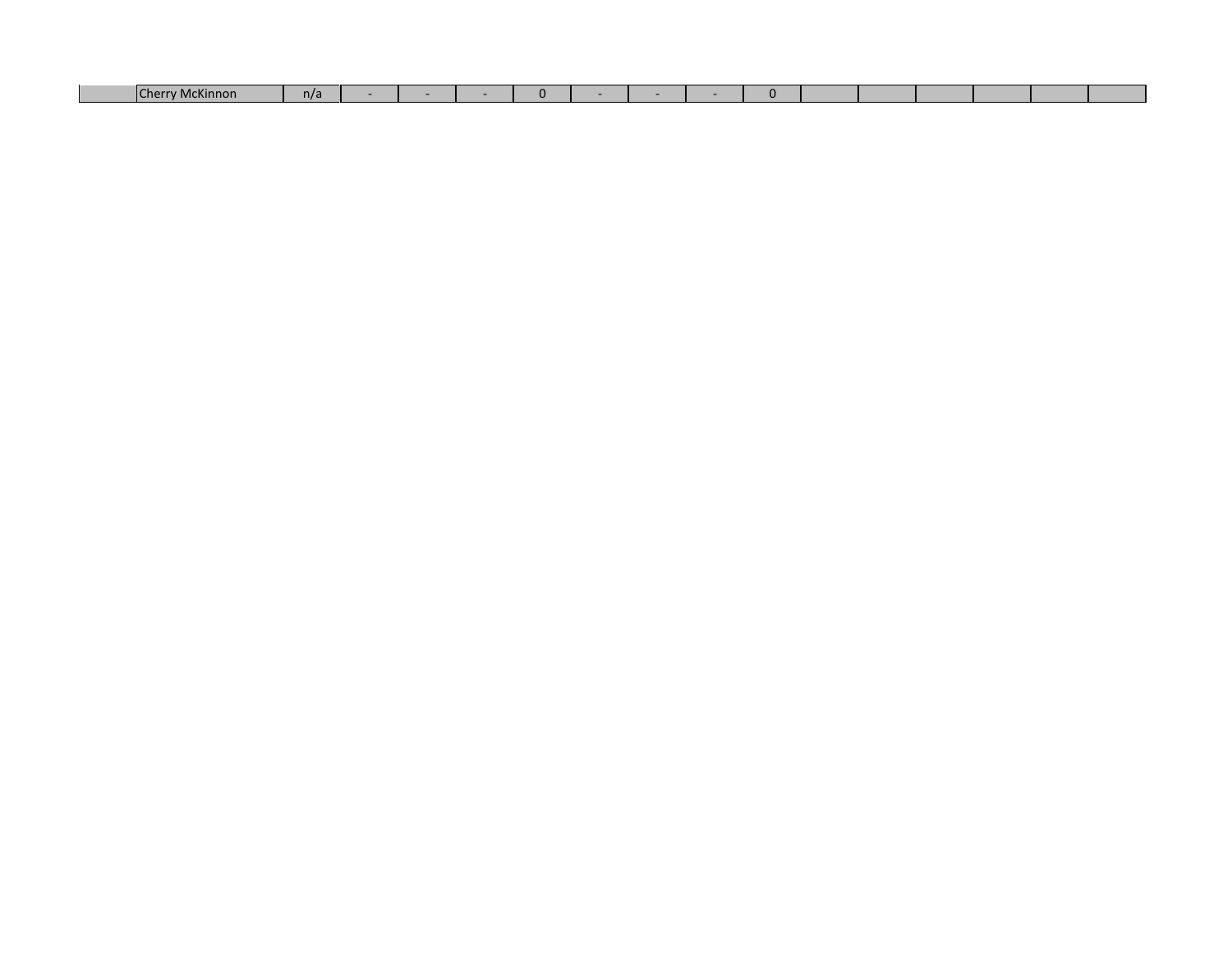| | | | | | | | | | | | | | | | | |
|---|---|---|---|---|---|---|---|---|---|---|---|---|---|---|---|---|
| | Cherry McKinnon | n/a | - | - | - | 0 | - | - | - | 0 | | | | | | |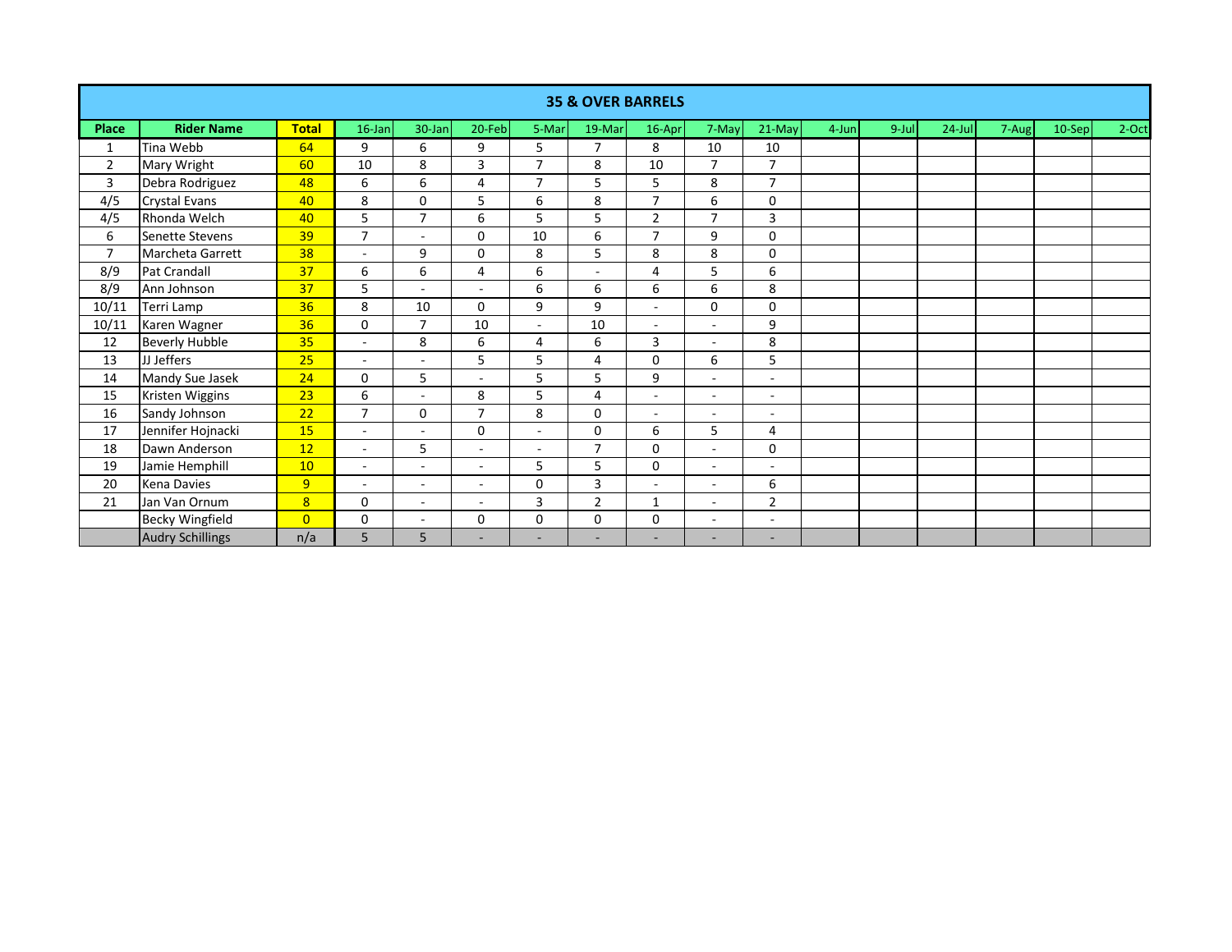| 35 & OVER BARRELS | | | | | | | | | | | | | | | | | | |
|---|---|---|---|---|---|---|---|---|---|---|---|---|---|---|---|---|---|---|
| **Place** | **Rider Name** | **Total** | 16-Jan | 30-Jan | 20-Feb | 5-Mar | 19-Mar | 16-Apr | 7-May | 21-May | 4-Jun | 9-Jul | 24-Jul | 7-Aug | 10-Sep | 2-Oct |
| 1 | Tina Webb | 64 | 9 | 6 | 9 | 5 | 7 | 8 | 10 | 10 | | | | | | |
| 2 | Mary Wright | 60 | 10 | 8 | 3 | 7 | 8 | 10 | 7 | 7 | | | | | | |
| 3 | Debra Rodriguez | 48 | 6 | 6 | 4 | 7 | 5 | 5 | 8 | 7 | | | | | | |
| 4/5 | Crystal Evans | 40 | 8 | 0 | 5 | 6 | 8 | 7 | 6 | 0 | | | | | | |
| 4/5 | Rhonda Welch | 40 | 5 | 7 | 6 | 5 | 5 | 2 | 7 | 3 | | | | | | |
| 6 | Senette Stevens | 39 | 7 | - | 0 | 10 | 6 | 7 | 9 | 0 | | | | | | |
| 7 | Marcheta Garrett | 38 | - | 9 | 0 | 8 | 5 | 8 | 8 | 0 | | | | | | |
| 8/9 | Pat Crandall | 37 | 6 | 6 | 4 | 6 | - | 4 | 5 | 6 | | | | | | |
| 8/9 | Ann Johnson | 37 | 5 | - | - | 6 | 6 | 6 | 6 | 8 | | | | | | |
| 10/11 | Terri Lamp | 36 | 8 | 10 | 0 | 9 | 9 | - | 0 | 0 | | | | | | |
| 10/11 | Karen Wagner | 36 | 0 | 7 | 10 | - | 10 | - | - | 9 | | | | | | |
| 12 | Beverly Hubble | 35 | - | 8 | 6 | 4 | 6 | 3 | - | 8 | | | | | | |
| 13 | JJ Jeffers | 25 | - | - | 5 | 5 | 4 | 0 | 6 | 5 | | | | | | |
| 14 | Mandy Sue Jasek | 24 | 0 | 5 | - | 5 | 5 | 9 | - | - | | | | | | |
| 15 | Kristen Wiggins | 23 | 6 | - | 8 | 5 | 4 | - | - | - | | | | | | |
| 16 | Sandy Johnson | 22 | 7 | 0 | 7 | 8 | 0 | - | - | - | | | | | | |
| 17 | Jennifer Hojnacki | 15 | - | - | 0 | - | 0 | 6 | 5 | 4 | | | | | | |
| 18 | Dawn Anderson | 12 | - | 5 | - | - | 7 | 0 | - | 0 | | | | | | |
| 19 | Jamie Hemphill | 10 | - | - | - | 5 | 5 | 0 | - | - | | | | | | |
| 20 | Kena Davies | 9 | - | - | - | 0 | 3 | - | - | 6 | | | | | | |
| 21 | Jan Van Ornum | 8 | 0 | - | - | 3 | 2 | 1 | - | 2 | | | | | | |
| | Becky Wingfield | 0 | 0 | - | 0 | 0 | 0 | 0 | - | - | | | | | | |
| | Audry Schillings | n/a | 5 | 5 | - | - | - | - | - | - | | | | | | |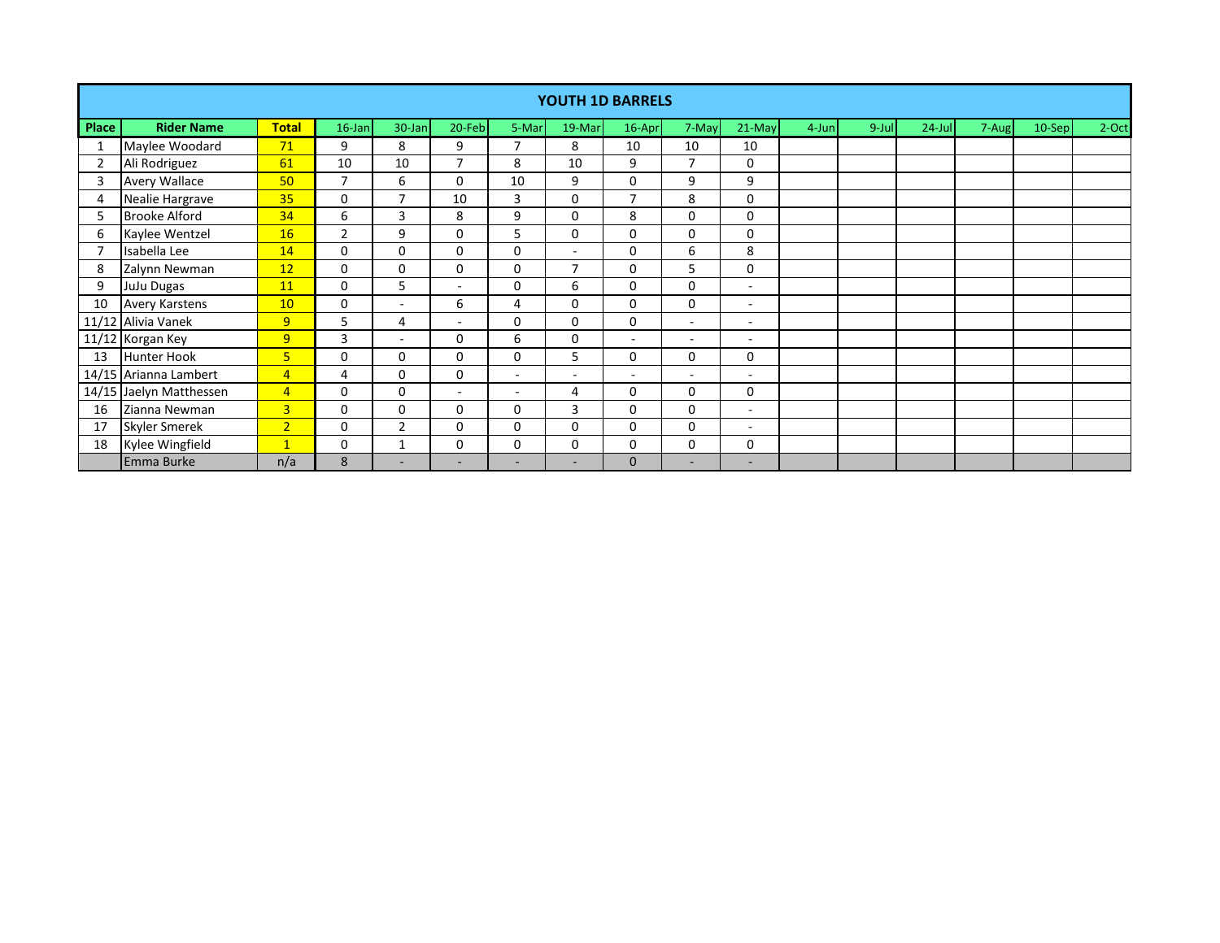## YOUTH 1D BARRELS

| Place | Rider Name | Total | 16-Jan | 30-Jan | 20-Feb | 5-Mar | 19-Mar | 16-Apr | 7-May | 21-May | 4-Jun | 9-Jul | 24-Jul | 7-Aug | 10-Sep | 2-Oct |
|---|---|---|---|---|---|---|---|---|---|---|---|---|---|---|---|---|
| 1 | Maylee Woodard | 71 | 9 | 8 | 9 | 7 | 8 | 10 | 10 | 10 | | | | | | |
| 2 | Ali Rodriguez | 61 | 10 | 10 | 7 | 8 | 10 | 9 | 7 | 0 | | | | | | |
| 3 | Avery Wallace | 50 | 7 | 6 | 0 | 10 | 9 | 0 | 9 | 9 | | | | | | |
| 4 | Nealie Hargrave | 35 | 0 | 7 | 10 | 3 | 0 | 7 | 8 | 0 | | | | | | |
| 5 | Brooke Alford | 34 | 6 | 3 | 8 | 9 | 0 | 8 | 0 | 0 | | | | | | |
| 6 | Kaylee Wentzel | 16 | 2 | 9 | 0 | 5 | 0 | 0 | 0 | 0 | | | | | | |
| 7 | Isabella Lee | 14 | 0 | 0 | 0 | 0 | - | 0 | 6 | 8 | | | | | | |
| 8 | Zalynn Newman | 12 | 0 | 0 | 0 | 0 | 7 | 0 | 5 | 0 | | | | | | |
| 9 | JuJu Dugas | 11 | 0 | 5 | - | 0 | 6 | 0 | 0 | - | | | | | | |
| 10 | Avery Karstens | 10 | 0 | - | 6 | 4 | 0 | 0 | 0 | - | | | | | | |
| 11/12 | Alivia Vanek | 9 | 5 | 4 | - | 0 | 0 | 0 | - | - | | | | | | |
| 11/12 | Korgan Key | 9 | 3 | - | 0 | 6 | 0 | - | - | - | | | | | | |
| 13 | Hunter Hook | 5 | 0 | 0 | 0 | 0 | 5 | 0 | 0 | 0 | | | | | | |
| 14/15 | Arianna Lambert | 4 | 4 | 0 | 0 | - | - | - | - | - | | | | | | |
| 14/15 | Jaelyn Matthessen | 4 | 0 | 0 | - | - | 4 | 0 | 0 | 0 | | | | | | |
| 16 | Zianna Newman | 3 | 0 | 0 | 0 | 0 | 3 | 0 | 0 | - | | | | | | |
| 17 | Skyler Smerek | 2 | 0 | 2 | 0 | 0 | 0 | 0 | 0 | - | | | | | | |
| 18 | Kylee Wingfield | 1 | 0 | 1 | 0 | 0 | 0 | 0 | 0 | 0 | | | | | | |
| | Emma Burke | n/a | 8 | - | - | - | - | 0 | - | - | | | | | | |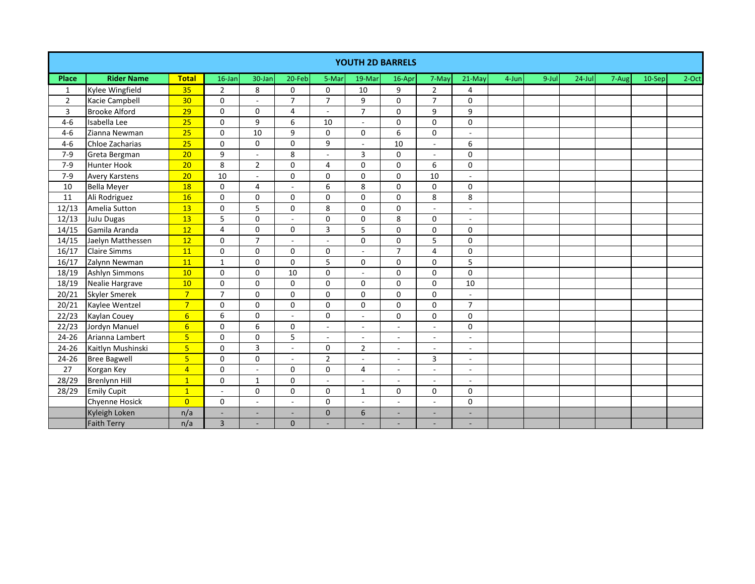| YOUTH 2D BARRELS | | | | | | | | | | | | | | | | | |
|---|---|---|---|---|---|---|---|---|---|---|---|---|---|---|---|---|---|
| **Place** | **Rider Name** | **Total** | 16-Jan | 30-Jan | 20-Feb | 5-Mar | 19-Mar | 16-Apr | 7-May | 21-May | 4-Jun | 9-Jul | 24-Jul | 7-Aug | 10-Sep | 2-Oct |
| 1 | Kylee Wingfield | 35 | 2 | 8 | 0 | 0 | 10 | 9 | 2 | 4 | | | | | | |
| 2 | Kacie Campbell | 30 | 0 | - | 7 | 7 | 9 | 0 | 7 | 0 | | | | | | |
| 3 | Brooke Alford | 29 | 0 | 0 | 4 | - | 7 | 0 | 9 | 9 | | | | | | |
| 4-6 | Isabella Lee | 25 | 0 | 9 | 6 | 10 | - | 0 | 0 | 0 | | | | | | |
| 4-6 | Zianna Newman | 25 | 0 | 10 | 9 | 0 | 0 | 6 | 0 | - | | | | | | |
| 4-6 | Chloe Zacharias | 25 | 0 | 0 | 0 | 9 | - | 10 | - | 6 | | | | | | |
| 7-9 | Greta Bergman | 20 | 9 | - | 8 | - | 3 | 0 | - | 0 | | | | | | |
| 7-9 | Hunter Hook | 20 | 8 | 2 | 0 | 4 | 0 | 0 | 6 | 0 | | | | | | |
| 7-9 | Avery Karstens | 20 | 10 | - | 0 | 0 | 0 | 0 | 10 | - | | | | | | |
| 10 | Bella Meyer | 18 | 0 | 4 | - | 6 | 8 | 0 | 0 | 0 | | | | | | |
| 11 | Ali Rodriguez | 16 | 0 | 0 | 0 | 0 | 0 | 0 | 8 | 8 | | | | | | |
| 12/13 | Amelia Sutton | 13 | 0 | 5 | 0 | 8 | 0 | 0 | - | - | | | | | | |
| 12/13 | JuJu Dugas | 13 | 5 | 0 | - | 0 | 0 | 8 | 0 | - | | | | | | |
| 14/15 | Gamila Aranda | 12 | 4 | 0 | 0 | 3 | 5 | 0 | 0 | 0 | | | | | | |
| 14/15 | Jaelyn Matthessen | 12 | 0 | 7 | - | - | 0 | 0 | 5 | 0 | | | | | | |
| 16/17 | Claire Simms | 11 | 0 | 0 | 0 | 0 | - | 7 | 4 | 0 | | | | | | |
| 16/17 | Zalynn Newman | 11 | 1 | 0 | 0 | 5 | 0 | 0 | 0 | 5 | | | | | | |
| 18/19 | Ashlyn Simmons | 10 | 0 | 0 | 10 | 0 | - | 0 | 0 | 0 | | | | | | |
| 18/19 | Nealie Hargrave | 10 | 0 | 0 | 0 | 0 | 0 | 0 | 0 | 10 | | | | | | |
| 20/21 | Skyler Smerek | 7 | 7 | 0 | 0 | 0 | 0 | 0 | 0 | - | | | | | | |
| 20/21 | Kaylee Wentzel | 7 | 0 | 0 | 0 | 0 | 0 | 0 | 0 | 7 | | | | | | |
| 22/23 | Kaylan Couey | 6 | 6 | 0 | - | 0 | - | 0 | 0 | 0 | | | | | | |
| 22/23 | Jordyn Manuel | 6 | 0 | 6 | 0 | - | - | - | - | 0 | | | | | | |
| 24-26 | Arianna Lambert | 5 | 0 | 0 | 5 | - | - | - | - | - | | | | | | |
| 24-26 | Kaitlyn Mushinski | 5 | 0 | 3 | - | 0 | 2 | - | - | - | | | | | | |
| 24-26 | Bree Bagwell | 5 | 0 | 0 | - | 2 | - | - | 3 | - | | | | | | |
| 27 | Korgan Key | 4 | 0 | - | 0 | 0 | 4 | - | - | - | | | | | | |
| 28/29 | Brenlynn Hill | 1 | 0 | 1 | 0 | - | - | - | - | - | | | | | | |
| 28/29 | Emily Cupit | 1 | - | 0 | 0 | 0 | 1 | 0 | 0 | 0 | | | | | | |
| | Chyenne Hosick | 0 | 0 | - | - | 0 | - | - | - | 0 | | | | | | |
| | Kyleigh Loken | n/a | - | - | - | 0 | 6 | - | - | - | | | | | | |
| | Faith Terry | n/a | 3 | - | 0 | - | - | - | - | - | | | | | | |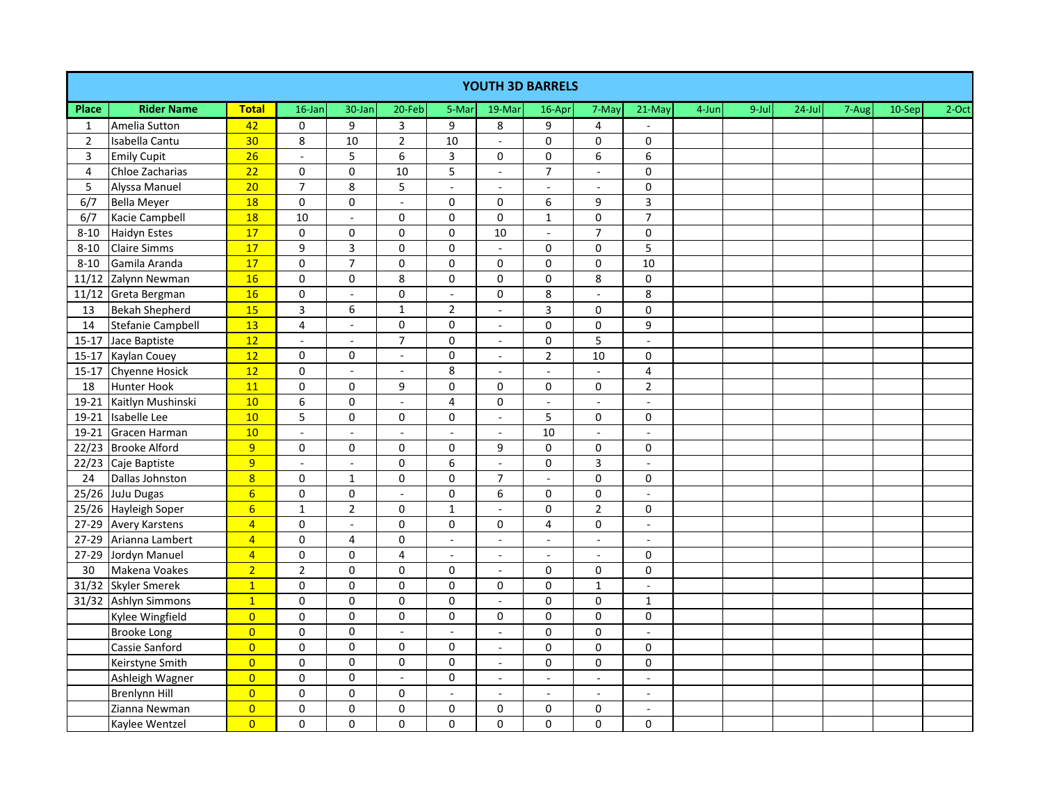| YOUTH 3D BARRELS | | | | | | | | | | | | | | | | |
|---|---|---|---|---|---|---|---|---|---|---|---|---|---|---|---|---|
| Place | Rider Name | Total | 16-Jan | 30-Jan | 20-Feb | 5-Mar | 19-Mar | 16-Apr | 7-May | 21-May | 4-Jun | 9-Jul | 24-Jul | 7-Aug | 10-Sep | 2-Oct |
| 1 | Amelia Sutton | 42 | 0 | 9 | 3 | 9 | 8 | 9 | 4 | - | | | | | | |
| 2 | Isabella Cantu | 30 | 8 | 10 | 2 | 10 | - | 0 | 0 | 0 | | | | | | |
| 3 | Emily Cupit | 26 | - | 5 | 6 | 3 | 0 | 0 | 6 | 6 | | | | | | |
| 4 | Chloe Zacharias | 22 | 0 | 0 | 10 | 5 | - | 7 | - | 0 | | | | | | |
| 5 | Alyssa Manuel | 20 | 7 | 8 | 5 | - | - | - | - | 0 | | | | | | |
| 6/7 | Bella Meyer | 18 | 0 | 0 | - | 0 | 0 | 6 | 9 | 3 | | | | | | |
| 6/7 | Kacie Campbell | 18 | 10 | - | 0 | 0 | 0 | 1 | 0 | 7 | | | | | | |
| 8-10 | Haidyn Estes | 17 | 0 | 0 | 0 | 0 | 10 | - | 7 | 0 | | | | | | |
| 8-10 | Claire Simms | 17 | 9 | 3 | 0 | 0 | - | 0 | 0 | 5 | | | | | | |
| 8-10 | Gamila Aranda | 17 | 0 | 7 | 0 | 0 | 0 | 0 | 0 | 10 | | | | | | |
| 11/12 | Zalynn Newman | 16 | 0 | 0 | 8 | 0 | 0 | 0 | 8 | 0 | | | | | | |
| 11/12 | Greta Bergman | 16 | 0 | - | 0 | - | 0 | 8 | - | 8 | | | | | | |
| 13 | Bekah Shepherd | 15 | 3 | 6 | 1 | 2 | - | 3 | 0 | 0 | | | | | | |
| 14 | Stefanie Campbell | 13 | 4 | - | 0 | 0 | - | 0 | 0 | 9 | | | | | | |
| 15-17 | Jace Baptiste | 12 | - | - | 7 | 0 | - | 0 | 5 | - | | | | | | |
| 15-17 | Kaylan Couey | 12 | 0 | 0 | - | 0 | - | 2 | 10 | 0 | | | | | | |
| 15-17 | Chyenne Hosick | 12 | 0 | - | - | 8 | - | - | - | 4 | | | | | | |
| 18 | Hunter Hook | 11 | 0 | 0 | 9 | 0 | 0 | 0 | 0 | 2 | | | | | | |
| 19-21 | Kaitlyn Mushinski | 10 | 6 | 0 | - | 4 | 0 | - | - | - | | | | | | |
| 19-21 | Isabelle Lee | 10 | 5 | 0 | 0 | 0 | - | 5 | 0 | 0 | | | | | | |
| 19-21 | Gracen Harman | 10 | - | - | - | - | - | 10 | - | - | | | | | | |
| 22/23 | Brooke Alford | 9 | 0 | 0 | 0 | 0 | 9 | 0 | 0 | 0 | | | | | | |
| 22/23 | Caje Baptiste | 9 | - | - | 0 | 6 | - | 0 | 3 | - | | | | | | |
| 24 | Dallas Johnston | 8 | 0 | 1 | 0 | 0 | 7 | - | 0 | 0 | | | | | | |
| 25/26 | JuJu Dugas | 6 | 0 | 0 | - | 0 | 6 | 0 | 0 | - | | | | | | |
| 25/26 | Hayleigh Soper | 6 | 1 | 2 | 0 | 1 | - | 0 | 2 | 0 | | | | | | |
| 27-29 | Avery Karstens | 4 | 0 | - | 0 | 0 | 0 | 4 | 0 | - | | | | | | |
| 27-29 | Arianna Lambert | 4 | 0 | 4 | 0 | - | - | - | - | - | | | | | | |
| 27-29 | Jordyn Manuel | 4 | 0 | 0 | 4 | - | - | - | - | 0 | | | | | | |
| 30 | Makena Voakes | 2 | 2 | 0 | 0 | 0 | - | 0 | 0 | 0 | | | | | | |
| 31/32 | Skyler Smerek | 1 | 0 | 0 | 0 | 0 | 0 | 0 | 1 | - | | | | | | |
| 31/32 | Ashlyn Simmons | 1 | 0 | 0 | 0 | 0 | - | 0 | 0 | 1 | | | | | | |
| | Kylee Wingfield | 0 | 0 | 0 | 0 | 0 | 0 | 0 | 0 | 0 | | | | | | |
| | Brooke Long | 0 | 0 | 0 | - | - | - | 0 | 0 | - | | | | | | |
| | Cassie Sanford | 0 | 0 | 0 | 0 | 0 | - | 0 | 0 | 0 | | | | | | |
| | Keirstyne Smith | 0 | 0 | 0 | 0 | 0 | - | 0 | 0 | 0 | | | | | | |
| | Ashleigh Wagner | 0 | 0 | 0 | - | 0 | - | - | - | - | | | | | | |
| | Brenlynn Hill | 0 | 0 | 0 | 0 | - | - | - | - | - | | | | | | |
| | Zianna Newman | 0 | 0 | 0 | 0 | 0 | 0 | 0 | 0 | - | | | | | | |
| | Kaylee Wentzel | 0 | 0 | 0 | 0 | 0 | 0 | 0 | 0 | 0 | | | | | | |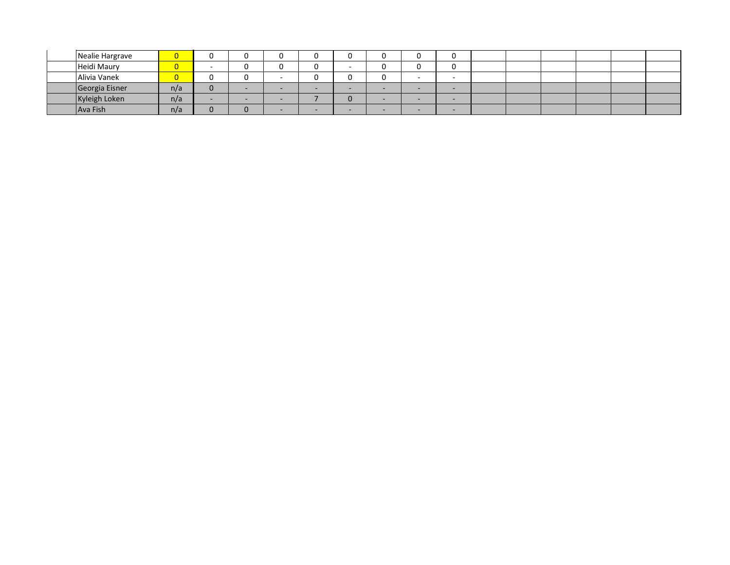| | | | | | | | | | | | | | | | | |
|---|---|---|---|---|---|---|---|---|---|---|---|---|---|---|---|---|
| | Nealie Hargrave | 0 | 0 | 0 | 0 | 0 | 0 | 0 | 0 | 0 | | | | | | |
| | Heidi Maury | 0 | - | 0 | 0 | 0 | - | 0 | 0 | 0 | | | | | | |
| | Alivia Vanek | 0 | 0 | 0 | - | 0 | 0 | 0 | - | - | | | | | | |
| | Georgia Eisner | n/a | 0 | - | - | - | - | - | - | - | | | | | | |
| | Kyleigh Loken | n/a | - | - | - | 7 | 0 | - | - | - | | | | | | |
| | Ava Fish | n/a | 0 | 0 | - | - | - | - | - | - | | | | | | |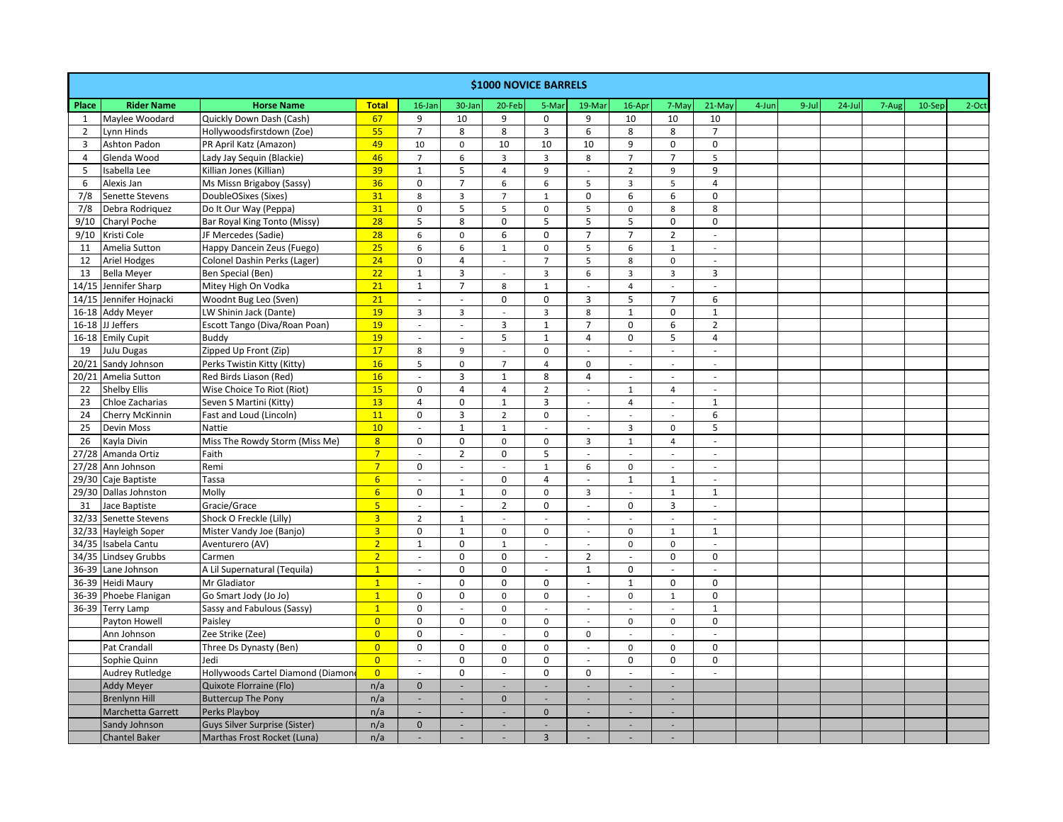| $1000 NOVICE BARRELS | | | | | | | | | | | | | | | | | | | |
|---|---|---|---|---|---|---|---|---|---|---|---|---|---|---|---|---|---|---|---|
| Place | Rider Name | Horse Name | Total | 16-Jan | 30-Jan | 20-Feb | 5-Mar | 19-Mar | 16-Apr | 7-May | 21-May | 4-Jun | 9-Jul | 24-Jul | 7-Aug | 10-Sep | 2-Oct |
| 1 | Maylee Woodard | Quickly Down Dash (Cash) | 67 | 9 | 10 | 9 | 0 | 9 | 10 | 10 | 10 | | | | | | |
| 2 | Lynn Hinds | Hollywoodsfirstdown (Zoe) | 55 | 7 | 8 | 8 | 3 | 6 | 8 | 8 | 7 | | | | | | |
| 3 | Ashton Padon | PR April Katz (Amazon) | 49 | 10 | 0 | 10 | 10 | 10 | 9 | 0 | 0 | | | | | | |
| 4 | Glenda Wood | Lady Jay Sequin (Blackie) | 46 | 7 | 6 | 3 | 3 | 8 | 7 | 7 | 5 | | | | | | |
| 5 | Isabella Lee | Killian Jones (Killian) | 39 | 1 | 5 | 4 | 9 | - | 2 | 9 | 9 | | | | | | |
| 6 | Alexis Jan | Ms Missn Brigaboy (Sassy) | 36 | 0 | 7 | 6 | 6 | 5 | 3 | 5 | 4 | | | | | | |
| 7/8 | Senette Stevens | DoubleOSixes (Sixes) | 31 | 8 | 3 | 7 | 1 | 0 | 6 | 6 | 0 | | | | | | |
| 7/8 | Debra Rodriquez | Do It Our Way (Peppa) | 31 | 0 | 5 | 5 | 0 | 5 | 0 | 8 | 8 | | | | | | |
| 9/10 | Charyl Poche | Bar Royal King Tonto (Missy) | 28 | 5 | 8 | 0 | 5 | 5 | 5 | 0 | 0 | | | | | | |
| 9/10 | Kristi Cole | JF Mercedes (Sadie) | 28 | 6 | 0 | 6 | 0 | 7 | 7 | 2 | - | | | | | | |
| 11 | Amelia Sutton | Happy Dancein Zeus (Fuego) | 25 | 6 | 6 | 1 | 0 | 5 | 6 | 1 | - | | | | | | |
| 12 | Ariel Hodges | Colonel Dashin Perks (Lager) | 24 | 0 | 4 | - | 7 | 5 | 8 | 0 | - | | | | | | |
| 13 | Bella Meyer | Ben Special (Ben) | 22 | 1 | 3 | - | 3 | 6 | 3 | 3 | 3 | | | | | | |
| 14/15 | Jennifer Sharp | Mitey High On Vodka | 21 | 1 | 7 | 8 | 1 | - | 4 | - | - | | | | | | |
| 14/15 | Jennifer Hojnacki | Woodnt Bug Leo (Sven) | 21 | - | - | 0 | 0 | 3 | 5 | 7 | 6 | | | | | | |
| 16-18 | Addy Meyer | LW Shinin Jack (Dante) | 19 | 3 | 3 | - | 3 | 8 | 1 | 0 | 1 | | | | | | |
| 16-18 | JJ Jeffers | Escott Tango (Diva/Roan Poan) | 19 | - | - | 3 | 1 | 7 | 0 | 6 | 2 | | | | | | |
| 16-18 | Emily Cupit | Buddy | 19 | - | - | 5 | 1 | 4 | 0 | 5 | 4 | | | | | | |
| 19 | JuJu Dugas | Zipped Up Front (Zip) | 17 | 8 | 9 | - | 0 | - | - | - | - | | | | | | |
| 20/21 | Sandy Johnson | Perks Twistin Kitty (Kitty) | 16 | 5 | 0 | 7 | 4 | 0 | - | - | - | | | | | | |
| 20/21 | Amelia Sutton | Red Birds Liason (Red) | 16 | - | 3 | 1 | 8 | 4 | - | - | - | | | | | | |
| 22 | Shelby Ellis | Wise Choice To Riot (Riot) | 15 | 0 | 4 | 4 | 2 | - | 1 | 4 | - | | | | | | |
| 23 | Chloe Zacharias | Seven S Martini (Kitty) | 13 | 4 | 0 | 1 | 3 | - | 4 | - | 1 | | | | | | |
| 24 | Cherry McKinnin | Fast and Loud (Lincoln) | 11 | 0 | 3 | 2 | 0 | - | - | - | 6 | | | | | | |
| 25 | Devin Moss | Nattie | 10 | - | 1 | 1 | - | - | 3 | 0 | 5 | | | | | | |
| 26 | Kayla Divin | Miss The Rowdy Storm (Miss Me) | 8 | 0 | 0 | 0 | 0 | 3 | 1 | 4 | - | | | | | | |
| 27/28 | Amanda Ortiz | Faith | 7 | - | 2 | 0 | 5 | - | - | - | - | | | | | | |
| 27/28 | Ann Johnson | Remi | 7 | 0 | - | - | 1 | 6 | 0 | - | - | | | | | | |
| 29/30 | Caje Baptiste | Tassa | 6 | - | - | 0 | 4 | - | 1 | 1 | - | | | | | | |
| 29/30 | Dallas Johnston | Molly | 6 | 0 | 1 | 0 | 0 | 3 | - | 1 | 1 | | | | | | |
| 31 | Jace Baptiste | Gracie/Grace | 5 | - | - | 2 | 0 | - | 0 | 3 | - | | | | | | |
| 32/33 | Senette Stevens | Shock O Freckle (Lilly) | 3 | 2 | 1 | - | - | - | - | - | - | | | | | | |
| 32/33 | Hayleigh Soper | Mister Vandy Joe (Banjo) | 3 | 0 | 1 | 0 | 0 | - | 0 | 1 | 1 | | | | | | |
| 34/35 | Isabela Cantu | Aventurero (AV) | 2 | 1 | 0 | 1 | - | - | 0 | 0 | - | | | | | | |
| 34/35 | Lindsey Grubbs | Carmen | 2 | - | 0 | 0 | - | 2 | - | 0 | 0 | | | | | | |
| 36-39 | Lane Johnson | A Lil Supernatural (Tequila) | 1 | - | 0 | 0 | - | 1 | 0 | - | - | | | | | | |
| 36-39 | Heidi Maury | Mr Gladiator | 1 | - | 0 | 0 | 0 | - | 1 | 0 | 0 | | | | | | |
| 36-39 | Phoebe Flanigan | Go Smart Jody (Jo Jo) | 1 | 0 | 0 | 0 | 0 | - | 0 | 1 | 0 | | | | | | |
| 36-39 | Terry Lamp | Sassy and Fabulous (Sassy) | 1 | 0 | - | 0 | - | - | - | - | 1 | | | | | | |
| | Payton Howell | Paisley | 0 | 0 | 0 | 0 | 0 | - | 0 | 0 | 0 | | | | | | |
| | Ann Johnson | Zee Strike (Zee) | 0 | 0 | - | - | 0 | 0 | - | - | - | | | | | | |
| | Pat Crandall | Three Ds Dynasty (Ben) | 0 | 0 | 0 | 0 | 0 | - | 0 | 0 | 0 | | | | | | |
| | Sophie Quinn | Jedi | 0 | - | 0 | 0 | 0 | - | 0 | 0 | 0 | | | | | | |
| | Audrey Rutledge | Hollywoods Cartel Diamond (Diamon | 0 | - | 0 | - | 0 | 0 | - | - | - | | | | | | |
| | Addy Meyer | Quixote Florraine (Flo) | n/a | 0 | - | - | - | - | - | - | | | | | | | |
| | Brenlynn Hill | Buttercup The Pony | n/a | - | - | 0 | - | - | - | - | | | | | | | |
| | Marchetta Garrett | Perks Playboy | n/a | - | - | - | 0 | - | - | - | | | | | | | |
| | Sandy Johnson | Guys Silver Surprise (Sister) | n/a | 0 | - | - | - | - | - | - | | | | | | | |
| | Chantel Baker | Marthas Frost Rocket (Luna) | n/a | - | - | - | 3 | - | - | - | | | | | | | |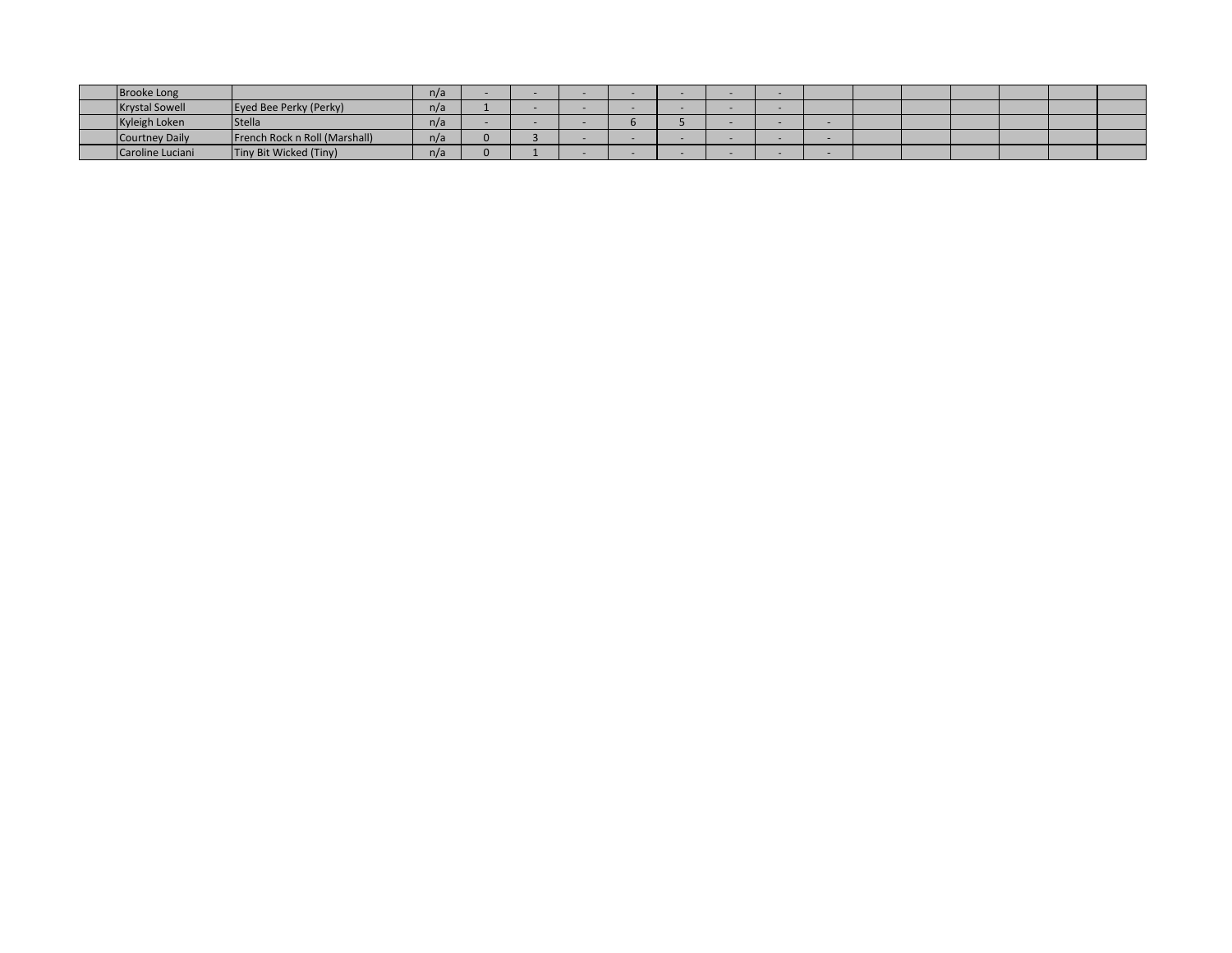| | | | | | | | | | | | | | | | | | |
|---|---|---|---|---|---|---|---|---|---|---|---|---|---|---|---|---|---|
| | Brooke Long | | n/a | - | - | - | - | - | - | - | | | | | | | |
| | Krystal Sowell | Eyed Bee Perky (Perky) | n/a | 1 | - | - | - | - | - | - | | | | | | | |
| | Kyleigh Loken | Stella | n/a | - | - | - | 6 | 5 | - | - | - | | | | | | |
| | Courtney Daily | French Rock n Roll (Marshall) | n/a | 0 | 3 | - | - | - | - | - | - | | | | | | |
| | Caroline Luciani | Tiny Bit Wicked (Tiny) | n/a | 0 | 1 | - | - | - | - | - | - | | | | | | |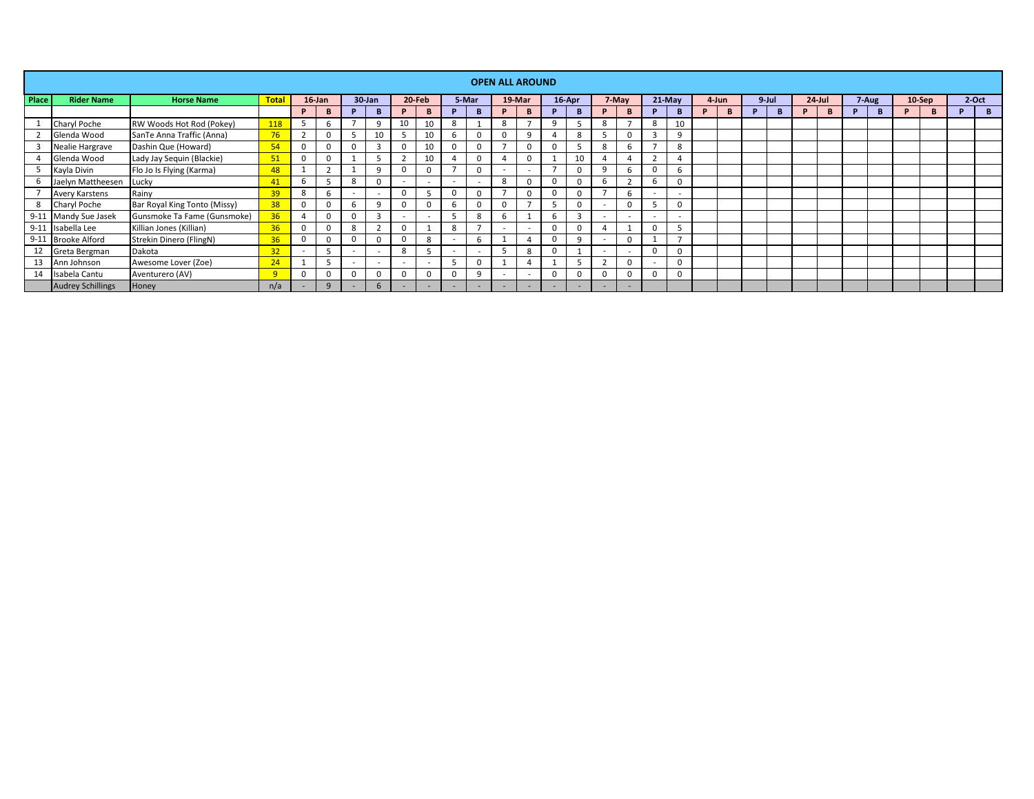# OPEN ALL AROUND

| Place | Rider Name | Horse Name | Total | 16-Jan | | 30-Jan | | 20-Feb | | 5-Mar | | 19-Mar | | 16-Apr | | 7-May | | 21-May | | 4-Jun | | 9-Jul | | 24-Jul | | 7-Aug | | 10-Sep | | 2-Oct | |
|---|---|---|---|---|---|---|---|---|---|---|---|---|---|---|---|---|---|---|---|---|---|---|---|---|---|---|---|---|---|---|---|
| | | | | P | B | P | B | P | B | P | B | P | B | P | B | P | B | P | B | P | B | P | B | P | B | P | B | P | B | P | B |
| 1 | Charyl Poche | RW Woods Hot Rod (Pokey) | 118 | 5 | 6 | 7 | 9 | 10 | 10 | 8 | 1 | 8 | 7 | 9 | 5 | 8 | 7 | 8 | 10 | | | | | | | | | | | | |
| 2 | Glenda Wood | SanTe Anna Traffic (Anna) | 76 | 2 | 0 | 5 | 10 | 5 | 10 | 6 | 0 | 0 | 9 | 4 | 8 | 5 | 0 | 3 | 9 | | | | | | | | | | | | |
| 3 | Nealie Hargrave | Dashin Que (Howard) | 54 | 0 | 0 | 0 | 3 | 0 | 10 | 0 | 0 | 7 | 0 | 0 | 5 | 8 | 6 | 7 | 8 | | | | | | | | | | | | |
| 4 | Glenda Wood | Lady Jay Sequin (Blackie) | 51 | 0 | 0 | 1 | 5 | 2 | 10 | 4 | 0 | 4 | 0 | 1 | 10 | 4 | 4 | 2 | 4 | | | | | | | | | | | | |
| 5 | Kayla Divin | Flo Jo Is Flying (Karma) | 48 | 1 | 2 | 1 | 9 | 0 | 0 | 7 | 0 | - | - | 7 | 0 | 9 | 6 | 0 | 6 | | | | | | | | | | | | |
| 6 | Jaelyn Mattheesen | Lucky | 41 | 6 | 5 | 8 | 0 | - | - | - | - | 8 | 0 | 0 | 0 | 6 | 2 | 6 | 0 | | | | | | | | | | | | |
| 7 | Avery Karstens | Rainy | 39 | 8 | 6 | - | - | 0 | 5 | 0 | 0 | 7 | 0 | 0 | 0 | 7 | 6 | - | - | | | | | | | | | | | | |
| 8 | Charyl Poche | Bar Royal King Tonto (Missy) | 38 | 0 | 0 | 6 | 9 | 0 | 0 | 6 | 0 | 0 | 7 | 5 | 0 | - | 0 | 5 | 0 | | | | | | | | | | | | |
| 9-11 | Mandy Sue Jasek | Gunsmoke Ta Fame (Gunsmoke) | 36 | 4 | 0 | 0 | 3 | - | - | 5 | 8 | 6 | 1 | 6 | 3 | - | - | - | - | | | | | | | | | | | | |
| 9-11 | Isabella Lee | Killian Jones (Killian) | 36 | 0 | 0 | 8 | 2 | 0 | 1 | 8 | 7 | - | - | 0 | 0 | 4 | 1 | 0 | 5 | | | | | | | | | | | | |
| 9-11 | Brooke Alford | Strekin Dinero (FlingN) | 36 | 0 | 0 | 0 | 0 | 0 | 8 | - | 6 | 1 | 4 | 0 | 9 | - | 0 | 1 | 7 | | | | | | | | | | | | |
| 12 | Greta Bergman | Dakota | 32 | - | 5 | - | - | 8 | 5 | - | - | 5 | 8 | 0 | 1 | - | - | 0 | 0 | | | | | | | | | | | | |
| 13 | Ann Johnson | Awesome Lover (Zoe) | 24 | 1 | 5 | - | - | - | - | 5 | 0 | 1 | 4 | 1 | 5 | 2 | 0 | - | 0 | | | | | | | | | | | | |
| 14 | Isabela Cantu | Aventurero (AV) | 9 | 0 | 0 | 0 | 0 | 0 | 0 | 0 | 9 | - | - | 0 | 0 | 0 | 0 | 0 | 0 | | | | | | | | | | | | |
| | Audrey Schillings | Honey | n/a | - | 9 | - | 6 | - | - | - | - | - | - | - | - | - | - | | | | | | | | | | | | | | |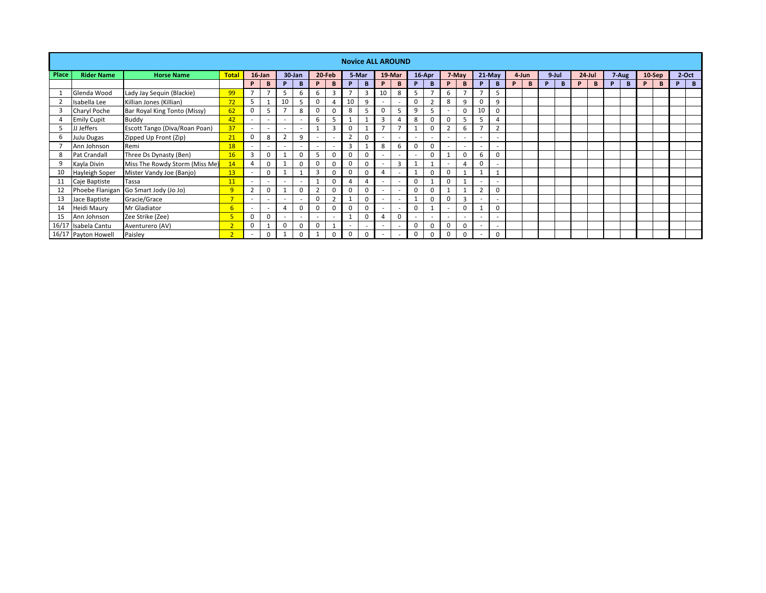## Novice ALL AROUND

| Place | Rider Name | Horse Name | Total | 16-Jan | | 30-Jan | | 20-Feb | | 5-Mar | | 19-Mar | | 16-Apr | | 7-May | | 21-May | | 4-Jun | | 9-Jul | | 24-Jul | | 7-Aug | | 10-Sep | | 2-Oct | |
|---|---|---|---|---|---|---|---|---|---|---|---|---|---|---|---|---|---|---|---|---|---|---|---|---|---|---|---|---|---|---|---|
| | | | | P | B | P | B | P | B | P | B | P | B | P | B | P | B | P | B | P | B | P | B | P | B | P | B | P | B | P | B |
| 1 | Glenda Wood | Lady Jay Sequin (Blackie) | 99 | 7 | 7 | 5 | 6 | 6 | 3 | 7 | 3 | 10 | 8 | 5 | 7 | 6 | 7 | 7 | 5 | | | | | | | | | | | | |
| 2 | Isabella Lee | Killian Jones (Killian) | 72 | 5 | 1 | 10 | 5 | 0 | 4 | 10 | 9 | - | - | 0 | 2 | 8 | 9 | 0 | 9 | | | | | | | | | | | | |
| 3 | Charyl Poche | Bar Royal King Tonto (Missy) | 62 | 0 | 5 | 7 | 8 | 0 | 0 | 8 | 5 | 0 | 5 | 9 | 5 | - | 0 | 10 | 0 | | | | | | | | | | | | |
| 4 | Emily Cupit | Buddy | 42 | - | - | - | - | 6 | 5 | 1 | 1 | 3 | 4 | 8 | 0 | 0 | 5 | 5 | 4 | | | | | | | | | | | | |
| 5 | JJ Jeffers | Escott Tango (Diva/Roan Poan) | 37 | - | - | - | - | 1 | 3 | 0 | 1 | 7 | 7 | 1 | 0 | 2 | 6 | 7 | 2 | | | | | | | | | | | | |
| 6 | JuJu Dugas | Zipped Up Front (Zip) | 21 | 0 | 8 | 2 | 9 | - | - | 2 | 0 | - | - | - | - | - | - | - | - | | | | | | | | | | | | |
| 7 | Ann Johnson | Remi | 18 | - | - | - | - | - | - | 3 | 1 | 8 | 6 | 0 | 0 | - | - | - | - | | | | | | | | | | | | |
| 8 | Pat Crandall | Three Ds Dynasty (Ben) | 16 | 3 | 0 | 1 | 0 | 5 | 0 | 0 | 0 | - | - | - | 0 | 1 | 0 | 6 | 0 | | | | | | | | | | | | |
| 9 | Kayla Divin | Miss The Rowdy Storm (Miss Me) | 14 | 4 | 0 | 1 | 0 | 0 | 0 | 0 | 0 | - | 3 | 1 | 1 | - | 4 | 0 | - | | | | | | | | | | | | |
| 10 | Hayleigh Soper | Mister Vandy Joe (Banjo) | 13 | - | 0 | 1 | 1 | 3 | 0 | 0 | 0 | 4 | - | 1 | 0 | 0 | 1 | 1 | 1 | | | | | | | | | | | | |
| 11 | Caje Baptiste | Tassa | 11 | - | - | - | - | 1 | 0 | 4 | 4 | - | - | 0 | 1 | 0 | 1 | - | - | | | | | | | | | | | | |
| 12 | Phoebe Flanigan | Go Smart Jody (Jo Jo) | 9 | 2 | 0 | 1 | 0 | 2 | 0 | 0 | 0 | - | - | 0 | 0 | 1 | 1 | 2 | 0 | | | | | | | | | | | | |
| 13 | Jace Baptiste | Gracie/Grace | 7 | - | - | - | - | 0 | 2 | 1 | 0 | - | - | 1 | 0 | 0 | 3 | - | - | | | | | | | | | | | | |
| 14 | Heidi Maury | Mr Gladiator | 6 | - | - | 4 | 0 | 0 | 0 | 0 | 0 | - | - | 0 | 1 | - | 0 | 1 | 0 | | | | | | | | | | | | |
| 15 | Ann Johnson | Zee Strike (Zee) | 5 | 0 | 0 | - | - | - | - | 1 | 0 | 4 | 0 | - | - | - | - | - | - | | | | | | | | | | | | |
| 16/17 | Isabela Cantu | Aventurero (AV) | 2 | 0 | 1 | 0 | 0 | 0 | 1 | - | - | - | - | 0 | 0 | 0 | 0 | - | - | | | | | | | | | | | | |
| 16/17 | Payton Howell | Paisley | 2 | - | 0 | 1 | 0 | 1 | 0 | 0 | 0 | - | - | 0 | 0 | 0 | 0 | - | 0 | | | | | | | | | | | | |